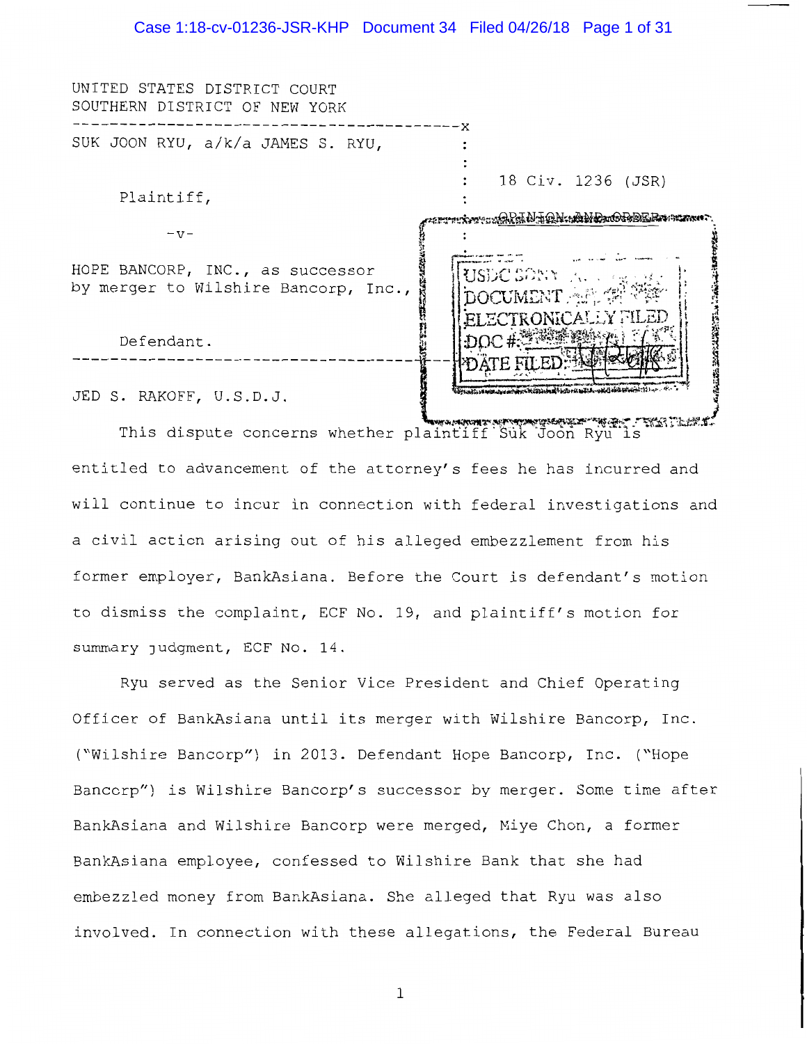UNITED STATES DISTRICT COURT
SOUTHERN DISTRICT OF NEW YORK

---

SUK JOON RYU, a/k/a JAMES S. RYU,

Plaintiff,

-v-

HOPE BANCORP, INC., as successor by merger to Wilshire Bancorp, Inc.,

Defendant.

18 Civ. 1236 (JSR)

OPINION AND ORDER

---

USDC SDNY
DOCUMENT
ELECTRONICALLY FILED
DOC #:
DATE FILED:

JED S. RAKOFF, U.S.D.J.

This dispute concerns whether plaintiff Suk Joon Ryu is entitled to advancement of the attorney's fees he has incurred and will continue to incur in connection with federal investigations and a civil action arising out of his alleged embezzlement from his former employer, BankAsiana. Before the Court is defendant's motion to dismiss the complaint, ECF No. 19, and plaintiff's motion for summary judgment, ECF No. 14.

Ryu served as the Senior Vice President and Chief Operating Officer of BankAsiana until its merger with Wilshire Bancorp, Inc. ("Wilshire Bancorp") in 2013. Defendant Hope Bancorp, Inc. ("Hope Bancorp") is Wilshire Bancorp's successor by merger. Some time after BankAsiana and Wilshire Bancorp were merged, Miye Chon, a former BankAsiana employee, confessed to Wilshire Bank that she had embezzled money from BankAsiana. She alleged that Ryu was also involved. In connection with these allegations, the Federal Bureau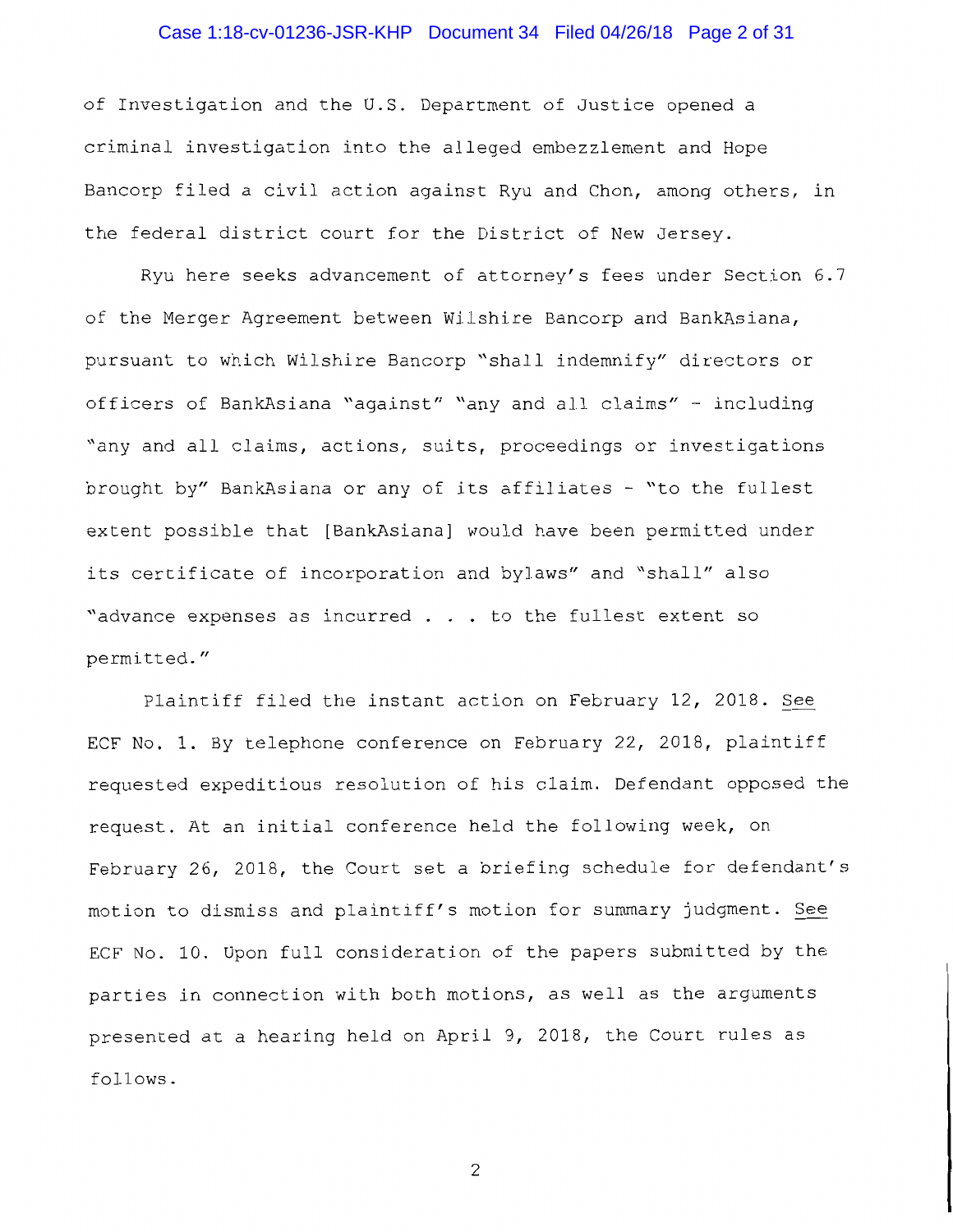of Investigation and the U.S. Department of Justice opened a criminal investigation into the alleged embezzlement and Hope Bancorp filed a civil action against Ryu and Chon, among others, in the federal district court for the District of New Jersey.

Ryu here seeks advancement of attorney's fees under Section 6.7 of the Merger Agreement between Wilshire Bancorp and BankAsiana, pursuant to which Wilshire Bancorp "shall indemnify" directors or officers of BankAsiana "against" "any and all claims" – including "any and all claims, actions, suits, proceedings or investigations brought by" BankAsiana or any of its affiliates – "to the fullest extent possible that [BankAsiana] would have been permitted under its certificate of incorporation and bylaws" and "shall" also "advance expenses as incurred . . . to the fullest extent so permitted."

Plaintiff filed the instant action on February 12, 2018. See ECF No. 1. By telephone conference on February 22, 2018, plaintiff requested expeditious resolution of his claim. Defendant opposed the request. At an initial conference held the following week, on February 26, 2018, the Court set a briefing schedule for defendant's motion to dismiss and plaintiff's motion for summary judgment. See ECF No. 10. Upon full consideration of the papers submitted by the parties in connection with both motions, as well as the arguments presented at a hearing held on April 9, 2018, the Court rules as follows.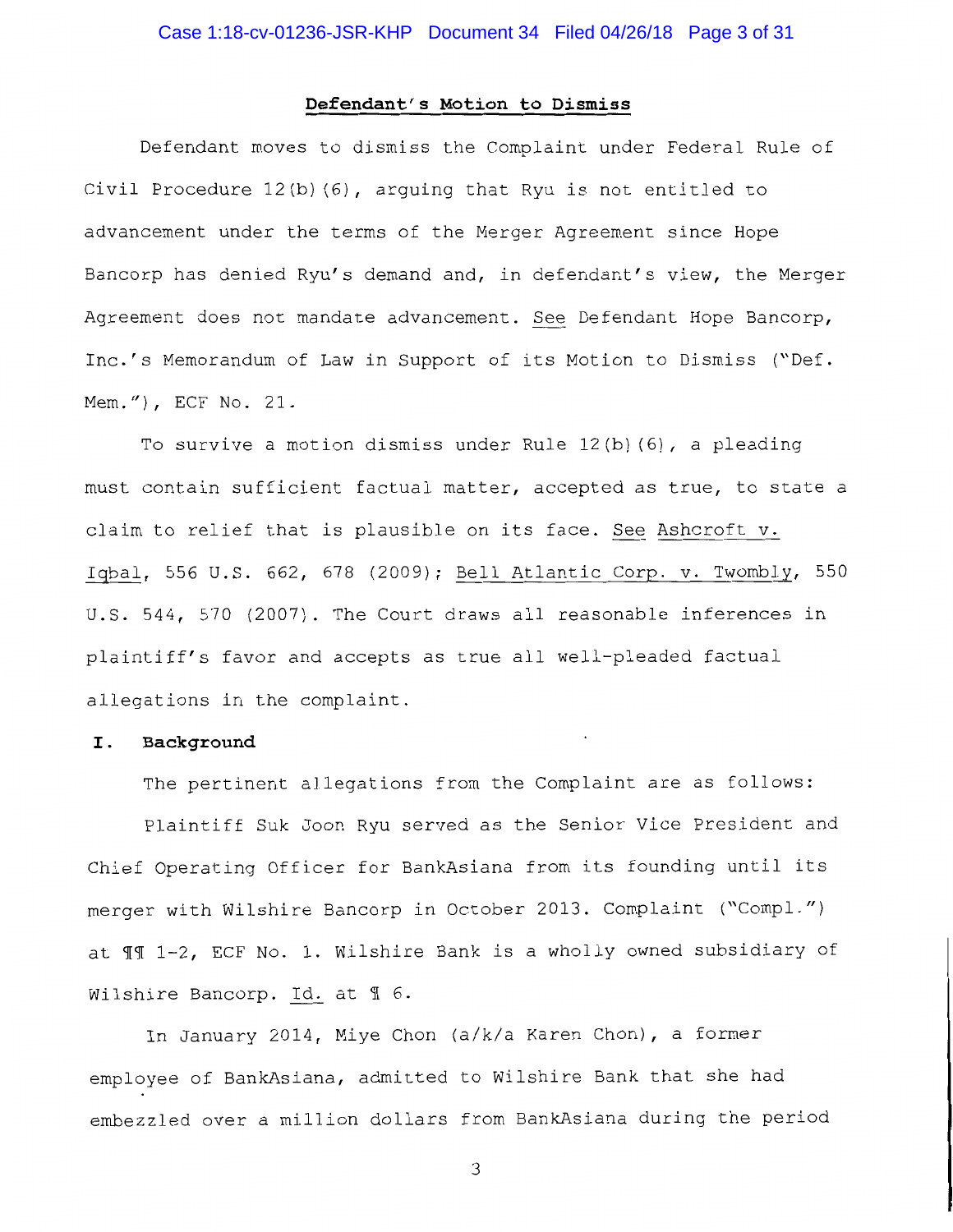**Defendant's Motion to Dismiss**

Defendant moves to dismiss the Complaint under Federal Rule of Civil Procedure 12(b)(6), arguing that Ryu is not entitled to advancement under the terms of the Merger Agreement since Hope Bancorp has denied Ryu's demand and, in defendant's view, the Merger Agreement does not mandate advancement. See Defendant Hope Bancorp, Inc.'s Memorandum of Law in Support of its Motion to Dismiss ("Def. Mem."), ECF No. 21.

To survive a motion dismiss under Rule 12(b)(6), a pleading must contain sufficient factual matter, accepted as true, to state a claim to relief that is plausible on its face. See Ashcroft v. Iqbal, 556 U.S. 662, 678 (2009); Bell Atlantic Corp. v. Twombly, 550 U.S. 544, 570 (2007). The Court draws all reasonable inferences in plaintiff's favor and accepts as true all well-pleaded factual allegations in the complaint.

## I. Background

The pertinent allegations from the Complaint are as follows:

Plaintiff Suk Joon Ryu served as the Senior Vice President and Chief Operating Officer for BankAsiana from its founding until its merger with Wilshire Bancorp in October 2013. Complaint ("Compl.") at ¶¶ 1-2, ECF No. 1. Wilshire Bank is a wholly owned subsidiary of Wilshire Bancorp. Id. at ¶ 6.

In January 2014, Miye Chon (a/k/a Karen Chon), a former employee of BankAsiana, admitted to Wilshire Bank that she had embezzled over a million dollars from BankAsiana during the period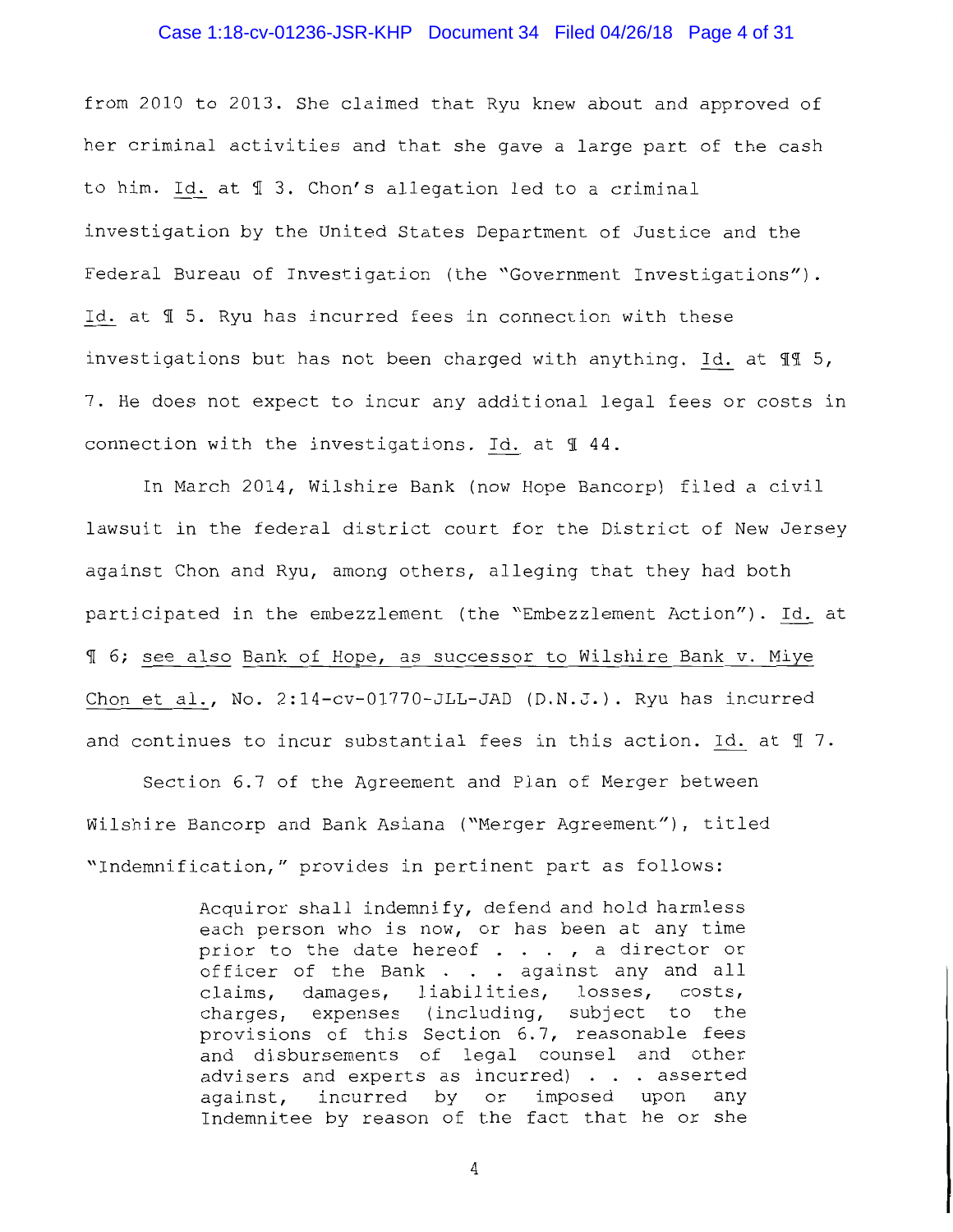from 2010 to 2013. She claimed that Ryu knew about and approved of her criminal activities and that she gave a large part of the cash to him. Id. at ¶ 3. Chon's allegation led to a criminal investigation by the United States Department of Justice and the Federal Bureau of Investigation (the "Government Investigations"). Id. at ¶ 5. Ryu has incurred fees in connection with these investigations but has not been charged with anything. Id. at ¶¶ 5, 7. He does not expect to incur any additional legal fees or costs in connection with the investigations. Id. at ¶ 44.

In March 2014, Wilshire Bank (now Hope Bancorp) filed a civil lawsuit in the federal district court for the District of New Jersey against Chon and Ryu, among others, alleging that they had both participated in the embezzlement (the "Embezzlement Action"). Id. at ¶ 6; see also Bank of Hope, as successor to Wilshire Bank v. Miye Chon et al., No. 2:14-cv-01770-JLL-JAD (D.N.J.). Ryu has incurred and continues to incur substantial fees in this action. Id. at ¶ 7.

Section 6.7 of the Agreement and Plan of Merger between Wilshire Bancorp and Bank Asiana ("Merger Agreement"), titled "Indemnification," provides in pertinent part as follows:

> Acquiror shall indemnify, defend and hold harmless each person who is now, or has been at any time prior to the date hereof . . . , a director or officer of the Bank . . . against any and all claims, damages, liabilities, losses, costs, charges, expenses (including, subject to the provisions of this Section 6.7, reasonable fees and disbursements of legal counsel and other advisers and experts as incurred) . . . asserted against, incurred by or imposed upon any Indemnitee by reason of the fact that he or she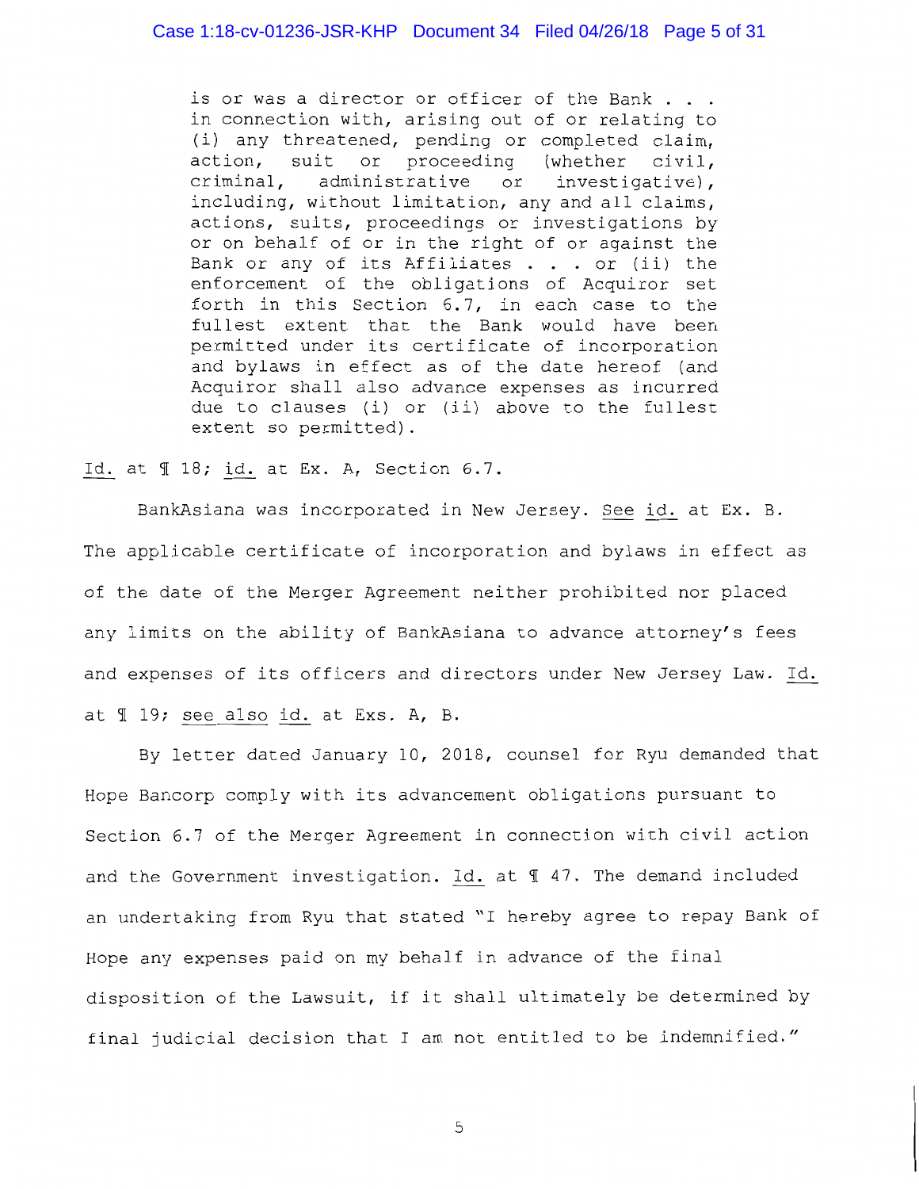> is or was a director or officer of the Bank . . . in connection with, arising out of or relating to (i) any threatened, pending or completed claim, action, suit or proceeding (whether civil, criminal, administrative or investigative), including, without limitation, any and all claims, actions, suits, proceedings or investigations by or on behalf of or in the right of or against the Bank or any of its Affiliates . . . or (ii) the enforcement of the obligations of Acquiror set forth in this Section 6.7, in each case to the fullest extent that the Bank would have been permitted under its certificate of incorporation and bylaws in effect as of the date hereof (and Acquiror shall also advance expenses as incurred due to clauses (i) or (ii) above to the fullest extent so permitted).

Id. at ¶ 18; id. at Ex. A, Section 6.7.

BankAsiana was incorporated in New Jersey. See id. at Ex. B. The applicable certificate of incorporation and bylaws in effect as of the date of the Merger Agreement neither prohibited nor placed any limits on the ability of BankAsiana to advance attorney's fees and expenses of its officers and directors under New Jersey Law. Id. at ¶ 19; see also id. at Exs. A, B.

By letter dated January 10, 2018, counsel for Ryu demanded that Hope Bancorp comply with its advancement obligations pursuant to Section 6.7 of the Merger Agreement in connection with civil action and the Government investigation. Id. at ¶ 47. The demand included an undertaking from Ryu that stated "I hereby agree to repay Bank of Hope any expenses paid on my behalf in advance of the final disposition of the Lawsuit, if it shall ultimately be determined by final judicial decision that I am not entitled to be indemnified."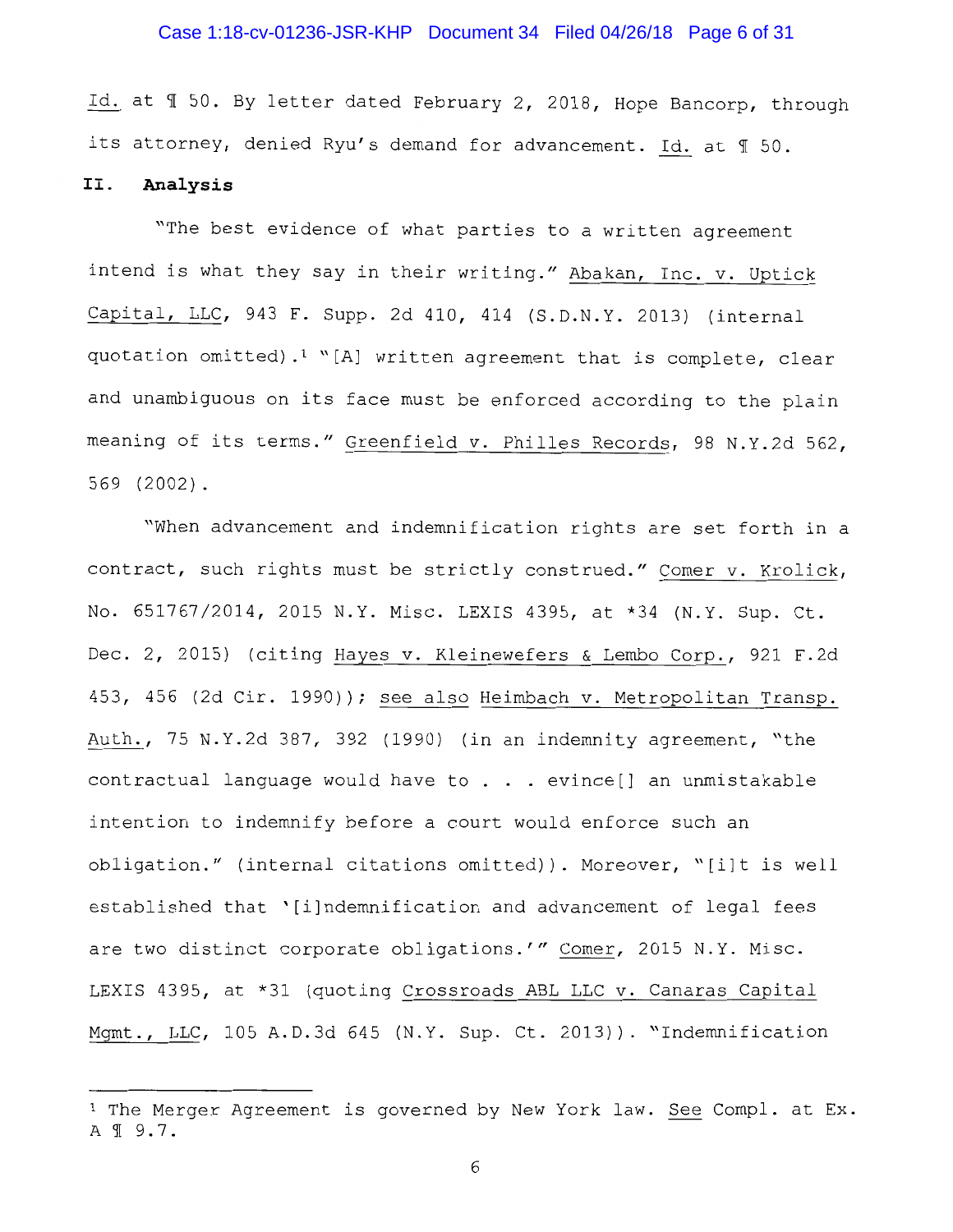Id. at ¶ 50. By letter dated February 2, 2018, Hope Bancorp, through its attorney, denied Ryu's demand for advancement. Id. at ¶ 50.

## II. Analysis

"The best evidence of what parties to a written agreement intend is what they say in their writing." Abakan, Inc. v. Uptick Capital, LLC, 943 F. Supp. 2d 410, 414 (S.D.N.Y. 2013) (internal quotation omitted).[1] "[A] written agreement that is complete, clear and unambiguous on its face must be enforced according to the plain meaning of its terms." Greenfield v. Philles Records, 98 N.Y.2d 562, 569 (2002).

"When advancement and indemnification rights are set forth in a contract, such rights must be strictly construed." Comer v. Krolick, No. 651767/2014, 2015 N.Y. Misc. LEXIS 4395, at *34 (N.Y. Sup. Ct. Dec. 2, 2015) (citing Hayes v. Kleinewefers & Lembo Corp., 921 F.2d 453, 456 (2d Cir. 1990)); see also Heimbach v. Metropolitan Transp. Auth., 75 N.Y.2d 387, 392 (1990) (in an indemnity agreement, "the contractual language would have to . . . evince[] an unmistakable intention to indemnify before a court would enforce such an obligation." (internal citations omitted)). Moreover, "[i]t is well established that '[i]ndemnification and advancement of legal fees are two distinct corporate obligations.'" Comer, 2015 N.Y. Misc. LEXIS 4395, at *31 (quoting Crossroads ABL LLC v. Canaras Capital Mgmt., LLC, 105 A.D.3d 645 (N.Y. Sup. Ct. 2013)). "Indemnification

---

[1] The Merger Agreement is governed by New York law. See Compl. at Ex. A ¶ 9.7.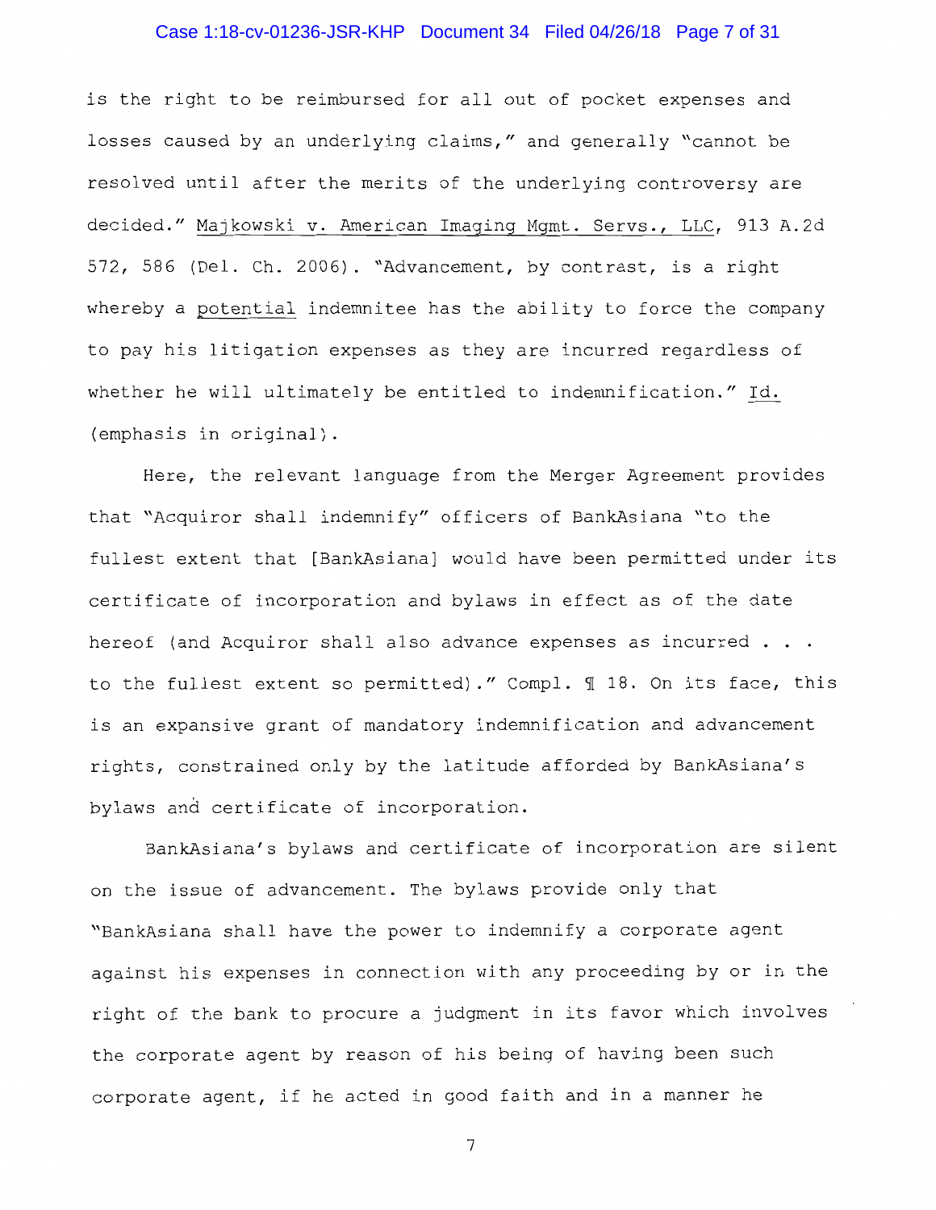is the right to be reimbursed for all out of pocket expenses and losses caused by an underlying claims," and generally "cannot be resolved until after the merits of the underlying controversy are decided." Majkowski v. American Imaging Mgmt. Servs., LLC, 913 A.2d 572, 586 (Del. Ch. 2006). "Advancement, by contrast, is a right whereby a potential indemnitee has the ability to force the company to pay his litigation expenses as they are incurred regardless of whether he will ultimately be entitled to indemnification." Id. (emphasis in original).

Here, the relevant language from the Merger Agreement provides that "Acquiror shall indemnify" officers of BankAsiana "to the fullest extent that [BankAsiana] would have been permitted under its certificate of incorporation and bylaws in effect as of the date hereof (and Acquiror shall also advance expenses as incurred . . . to the fullest extent so permitted)." Compl. ¶ 18. On its face, this is an expansive grant of mandatory indemnification and advancement rights, constrained only by the latitude afforded by BankAsiana's bylaws and certificate of incorporation.

BankAsiana's bylaws and certificate of incorporation are silent on the issue of advancement. The bylaws provide only that "BankAsiana shall have the power to indemnify a corporate agent against his expenses in connection with any proceeding by or in the right of the bank to procure a judgment in its favor which involves the corporate agent by reason of his being of having been such corporate agent, if he acted in good faith and in a manner he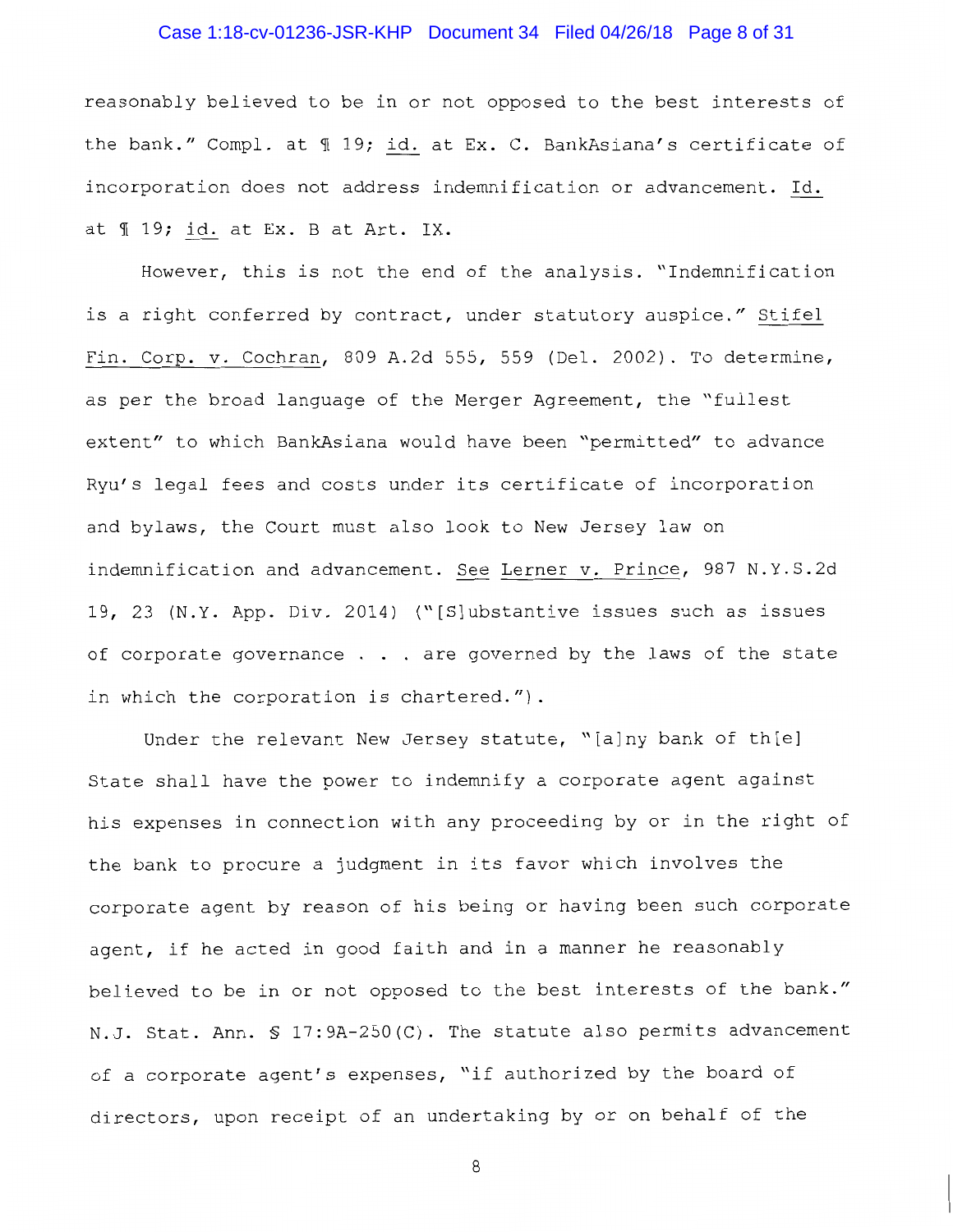reasonably believed to be in or not opposed to the best interests of the bank." Compl. at ¶ 19; id. at Ex. C. BankAsiana's certificate of incorporation does not address indemnification or advancement. Id. at ¶ 19; id. at Ex. B at Art. IX.

However, this is not the end of the analysis. "Indemnification is a right conferred by contract, under statutory auspice." Stifel Fin. Corp. v. Cochran, 809 A.2d 555, 559 (Del. 2002). To determine, as per the broad language of the Merger Agreement, the "fullest extent" to which BankAsiana would have been "permitted" to advance Ryu's legal fees and costs under its certificate of incorporation and bylaws, the Court must also look to New Jersey law on indemnification and advancement. See Lerner v. Prince, 987 N.Y.S.2d 19, 23 (N.Y. App. Div. 2014) ("[S]ubstantive issues such as issues of corporate governance . . . are governed by the laws of the state in which the corporation is chartered.").

Under the relevant New Jersey statute, "[a]ny bank of th[e] State shall have the power to indemnify a corporate agent against his expenses in connection with any proceeding by or in the right of the bank to procure a judgment in its favor which involves the corporate agent by reason of his being or having been such corporate agent, if he acted in good faith and in a manner he reasonably believed to be in or not opposed to the best interests of the bank." N.J. Stat. Ann. § 17:9A-250(C). The statute also permits advancement of a corporate agent's expenses, "if authorized by the board of directors, upon receipt of an undertaking by or on behalf of the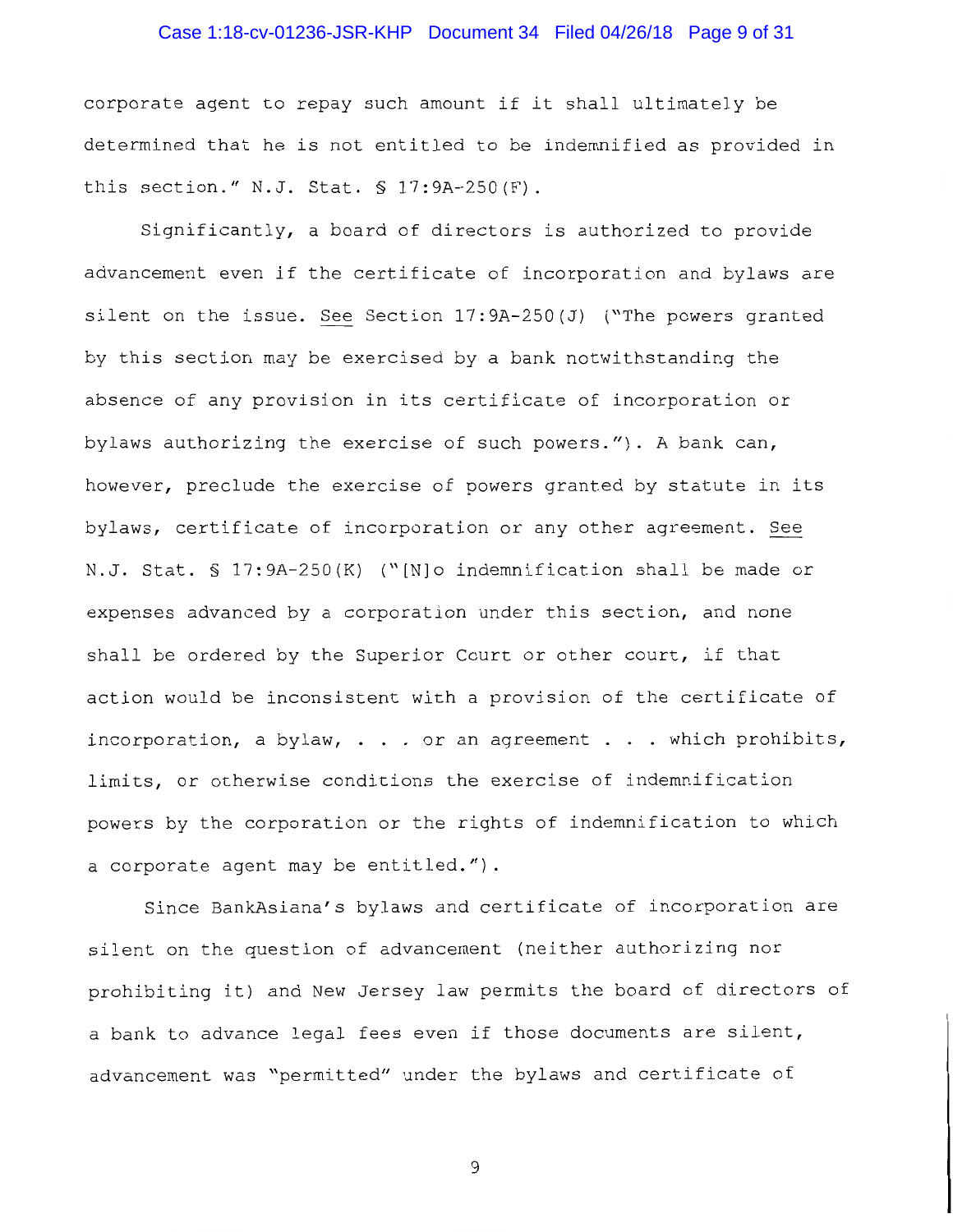corporate agent to repay such amount if it shall ultimately be determined that he is not entitled to be indemnified as provided in this section." N.J. Stat. § 17:9A-250(F).

Significantly, a board of directors is authorized to provide advancement even if the certificate of incorporation and bylaws are silent on the issue. See Section 17:9A-250(J) ("The powers granted by this section may be exercised by a bank notwithstanding the absence of any provision in its certificate of incorporation or bylaws authorizing the exercise of such powers."). A bank can, however, preclude the exercise of powers granted by statute in its bylaws, certificate of incorporation or any other agreement. See N.J. Stat. § 17:9A-250(K) ("[N]o indemnification shall be made or expenses advanced by a corporation under this section, and none shall be ordered by the Superior Court or other court, if that action would be inconsistent with a provision of the certificate of incorporation, a bylaw, . . . or an agreement . . . which prohibits, limits, or otherwise conditions the exercise of indemnification powers by the corporation or the rights of indemnification to which a corporate agent may be entitled.").

Since BankAsiana's bylaws and certificate of incorporation are silent on the question of advancement (neither authorizing nor prohibiting it) and New Jersey law permits the board of directors of a bank to advance legal fees even if those documents are silent, advancement was "permitted" under the bylaws and certificate of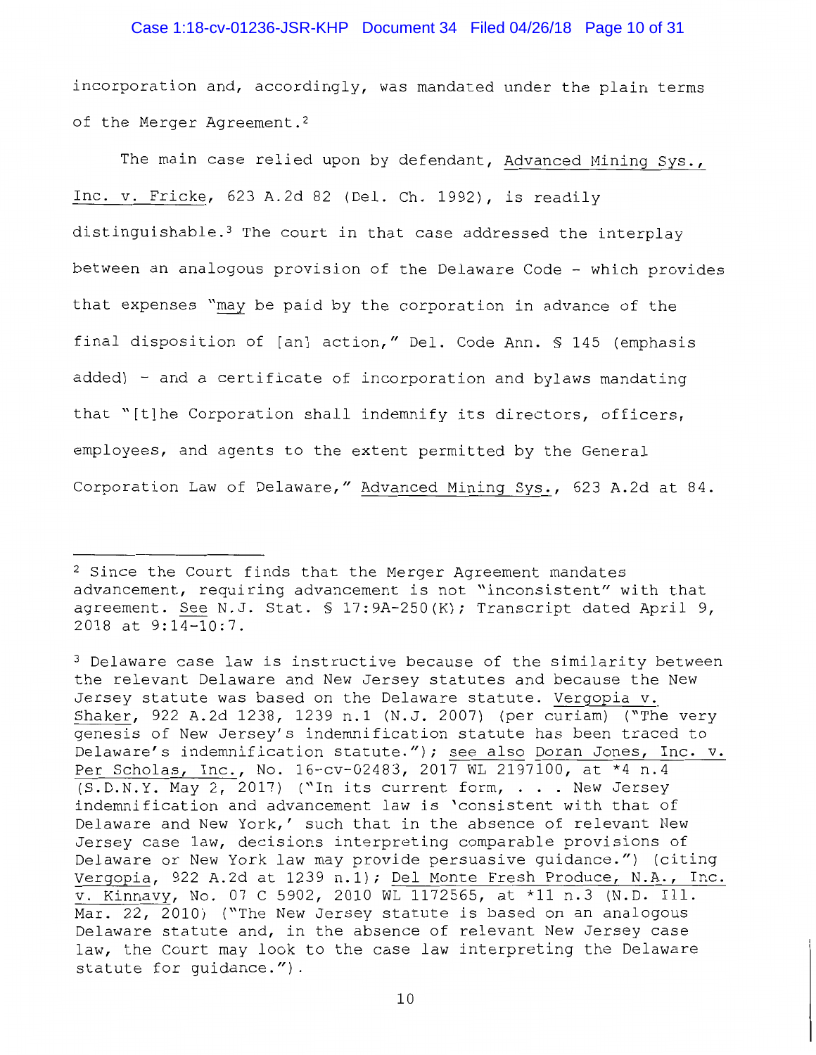incorporation and, accordingly, was mandated under the plain terms of the Merger Agreement.[2]

The main case relied upon by defendant, Advanced Mining Sys., Inc. v. Fricke, 623 A.2d 82 (Del. Ch. 1992), is readily distinguishable.[3] The court in that case addressed the interplay between an analogous provision of the Delaware Code - which provides that expenses "may be paid by the corporation in advance of the final disposition of [an] action," Del. Code Ann. § 145 (emphasis added) - and a certificate of incorporation and bylaws mandating that "[t]he Corporation shall indemnify its directors, officers, employees, and agents to the extent permitted by the General Corporation Law of Delaware," Advanced Mining Sys., 623 A.2d at 84.

---

[2] Since the Court finds that the Merger Agreement mandates advancement, requiring advancement is not "inconsistent" with that agreement. See N.J. Stat. § 17:9A-250(K); Transcript dated April 9, 2018 at 9:14-10:7.

[3] Delaware case law is instructive because of the similarity between the relevant Delaware and New Jersey statutes and because the New Jersey statute was based on the Delaware statute. Vergopia v. Shaker, 922 A.2d 1238, 1239 n.1 (N.J. 2007) (per curiam) ("The very genesis of New Jersey's indemnification statute has been traced to Delaware's indemnification statute."); see also Doran Jones, Inc. v. Per Scholas, Inc., No. 16-cv-02483, 2017 WL 2197100, at *4 n.4 (S.D.N.Y. May 2, 2017) ("In its current form, . . . New Jersey indemnification and advancement law is 'consistent with that of Delaware and New York,' such that in the absence of relevant New Jersey case law, decisions interpreting comparable provisions of Delaware or New York law may provide persuasive guidance.") (citing Vergopia, 922 A.2d at 1239 n.1); Del Monte Fresh Produce, N.A., Inc. v. Kinnavy, No. 07 C 5902, 2010 WL 1172565, at *11 n.3 (N.D. Ill. Mar. 22, 2010) ("The New Jersey statute is based on an analogous Delaware statute and, in the absence of relevant New Jersey case law, the Court may look to the case law interpreting the Delaware statute for guidance.").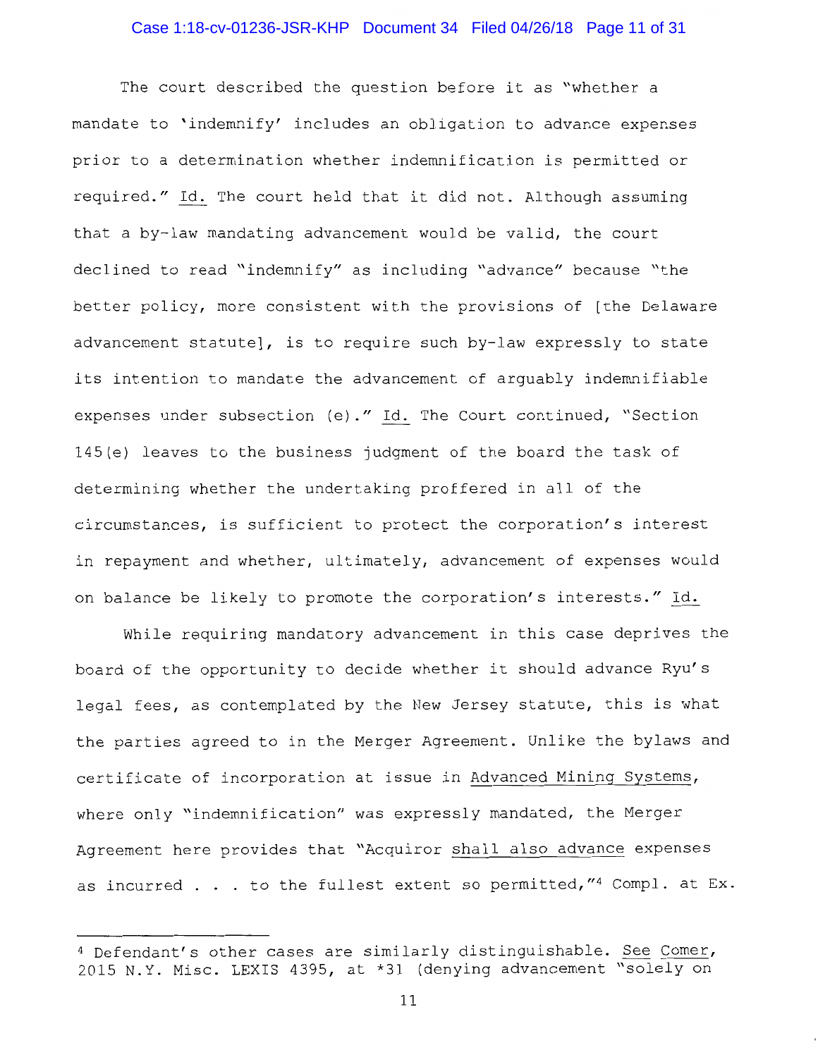The court described the question before it as "whether a mandate to 'indemnify' includes an obligation to advance expenses prior to a determination whether indemnification is permitted or required." Id. The court held that it did not. Although assuming that a by-law mandating advancement would be valid, the court declined to read "indemnify" as including "advance" because "the better policy, more consistent with the provisions of [the Delaware advancement statute], is to require such by-law expressly to state its intention to mandate the advancement of arguably indemnifiable expenses under subsection (e)." Id. The Court continued, "Section 145(e) leaves to the business judgment of the board the task of determining whether the undertaking proffered in all of the circumstances, is sufficient to protect the corporation's interest in repayment and whether, ultimately, advancement of expenses would on balance be likely to promote the corporation's interests." Id.

While requiring mandatory advancement in this case deprives the board of the opportunity to decide whether it should advance Ryu's legal fees, as contemplated by the New Jersey statute, this is what the parties agreed to in the Merger Agreement. Unlike the bylaws and certificate of incorporation at issue in Advanced Mining Systems, where only "indemnification" was expressly mandated, the Merger Agreement here provides that "Acquiror shall also advance expenses as incurred . . . to the fullest extent so permitted,"[4] Compl. at Ex.

---

[4] Defendant's other cases are similarly distinguishable. See Comer, 2015 N.Y. Misc. LEXIS 4395, at *31 (denying advancement "solely on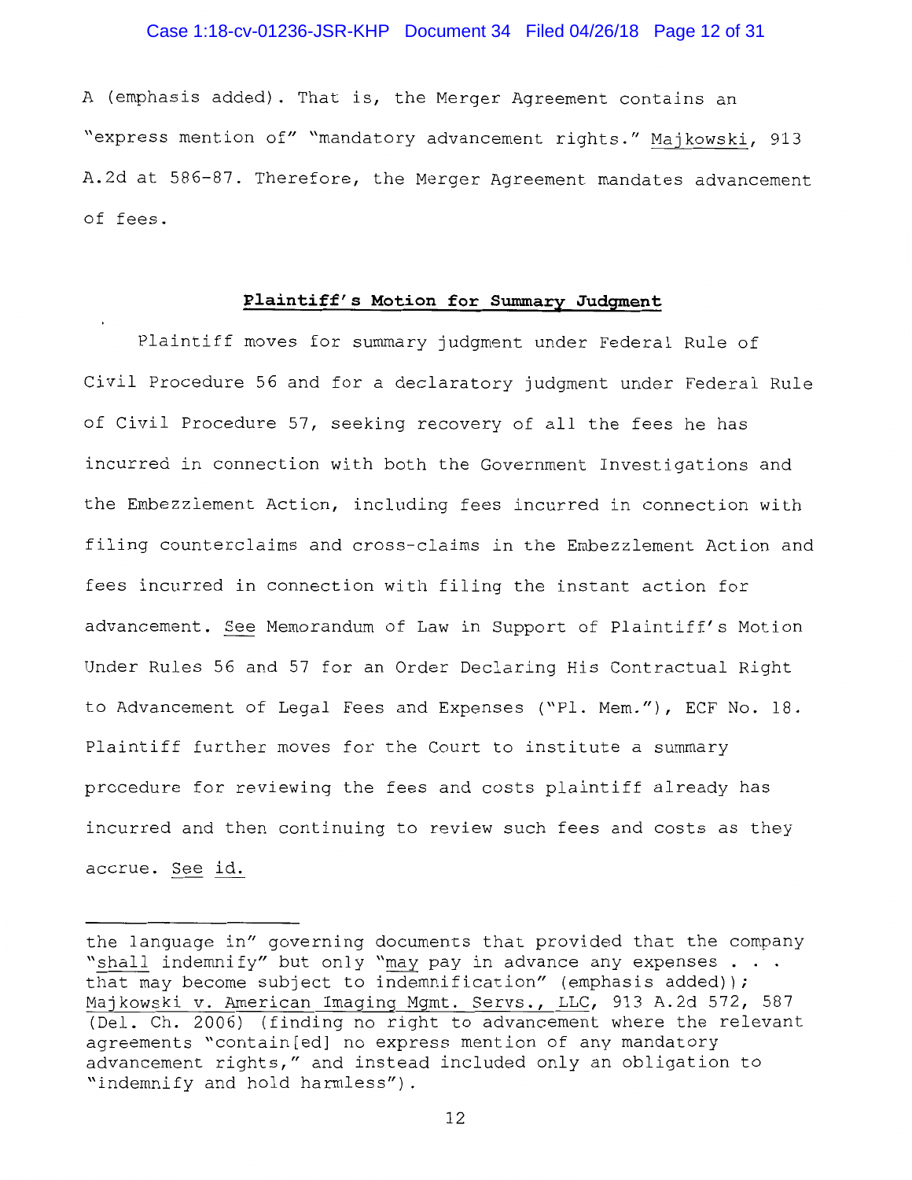A (emphasis added). That is, the Merger Agreement contains an "express mention of" "mandatory advancement rights." Majkowski, 913 A.2d at 586-87. Therefore, the Merger Agreement mandates advancement of fees.

## **Plaintiff's Motion for Summary Judgment**

Plaintiff moves for summary judgment under Federal Rule of Civil Procedure 56 and for a declaratory judgment under Federal Rule of Civil Procedure 57, seeking recovery of all the fees he has incurred in connection with both the Government Investigations and the Embezzlement Action, including fees incurred in connection with filing counterclaims and cross-claims in the Embezzlement Action and fees incurred in connection with filing the instant action for advancement. See Memorandum of Law in Support of Plaintiff's Motion Under Rules 56 and 57 for an Order Declaring His Contractual Right to Advancement of Legal Fees and Expenses ("Pl. Mem."), ECF No. 18. Plaintiff further moves for the Court to institute a summary procedure for reviewing the fees and costs plaintiff already has incurred and then continuing to review such fees and costs as they accrue. See id.

---

the language in" governing documents that provided that the company "shall indemnify" but only "may pay in advance any expenses . . . that may become subject to indemnification" (emphasis added)); Majkowski v. American Imaging Mgmt. Servs., LLC, 913 A.2d 572, 587 (Del. Ch. 2006) (finding no right to advancement where the relevant agreements "contain[ed] no express mention of any mandatory advancement rights," and instead included only an obligation to "indemnify and hold harmless").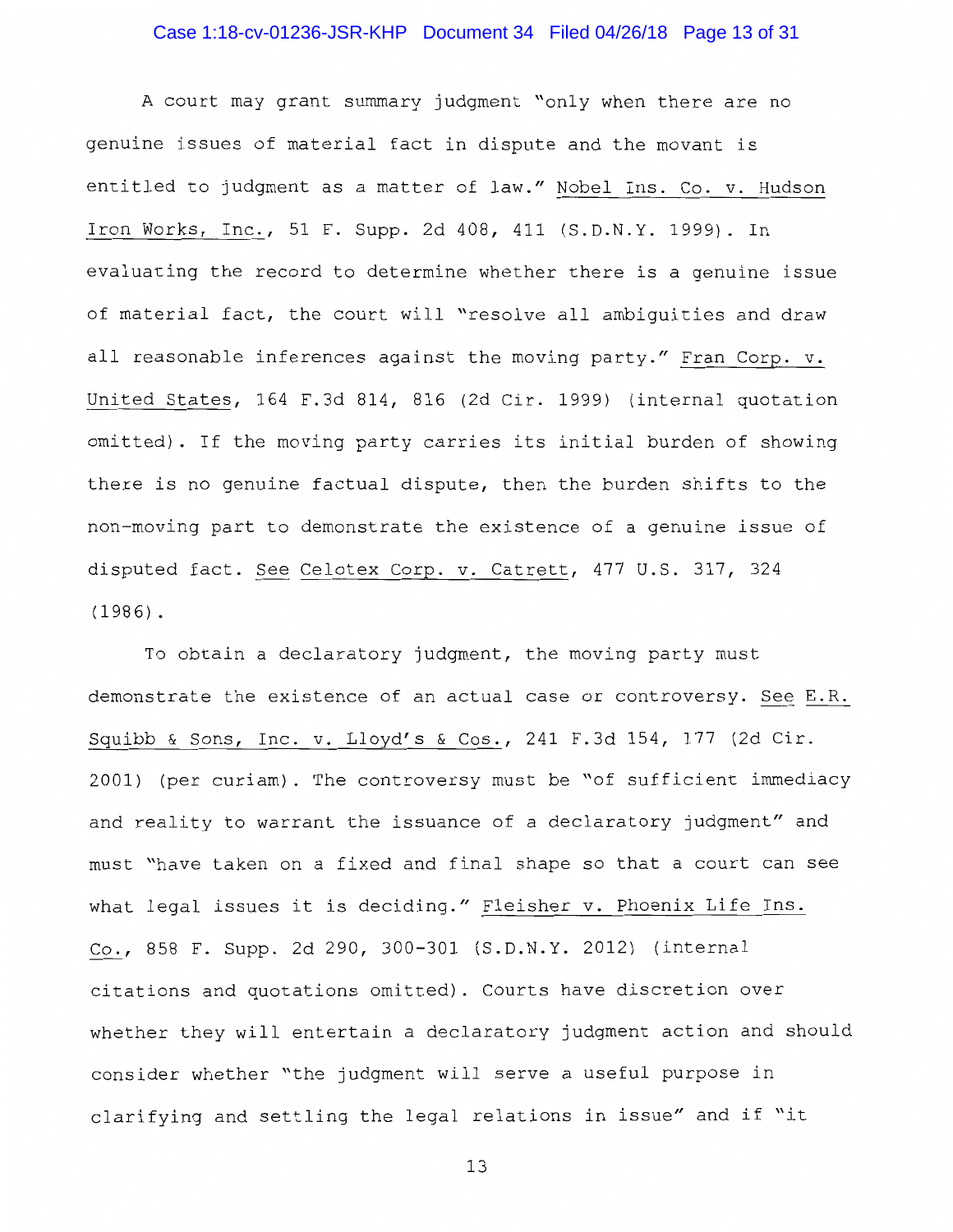A court may grant summary judgment "only when there are no genuine issues of material fact in dispute and the movant is entitled to judgment as a matter of law." Nobel Ins. Co. v. Hudson Iron Works, Inc., 51 F. Supp. 2d 408, 411 (S.D.N.Y. 1999). In evaluating the record to determine whether there is a genuine issue of material fact, the court will "resolve all ambiguities and draw all reasonable inferences against the moving party." Fran Corp. v. United States, 164 F.3d 814, 816 (2d Cir. 1999) (internal quotation omitted). If the moving party carries its initial burden of showing there is no genuine factual dispute, then the burden shifts to the non-moving part to demonstrate the existence of a genuine issue of disputed fact. See Celotex Corp. v. Catrett, 477 U.S. 317, 324 (1986).

To obtain a declaratory judgment, the moving party must demonstrate the existence of an actual case or controversy. See E.R. Squibb & Sons, Inc. v. Lloyd's & Cos., 241 F.3d 154, 177 (2d Cir. 2001) (per curiam). The controversy must be "of sufficient immediacy and reality to warrant the issuance of a declaratory judgment" and must "have taken on a fixed and final shape so that a court can see what legal issues it is deciding." Fleisher v. Phoenix Life Ins. Co., 858 F. Supp. 2d 290, 300-301 (S.D.N.Y. 2012) (internal citations and quotations omitted). Courts have discretion over whether they will entertain a declaratory judgment action and should consider whether "the judgment will serve a useful purpose in clarifying and settling the legal relations in issue" and if "it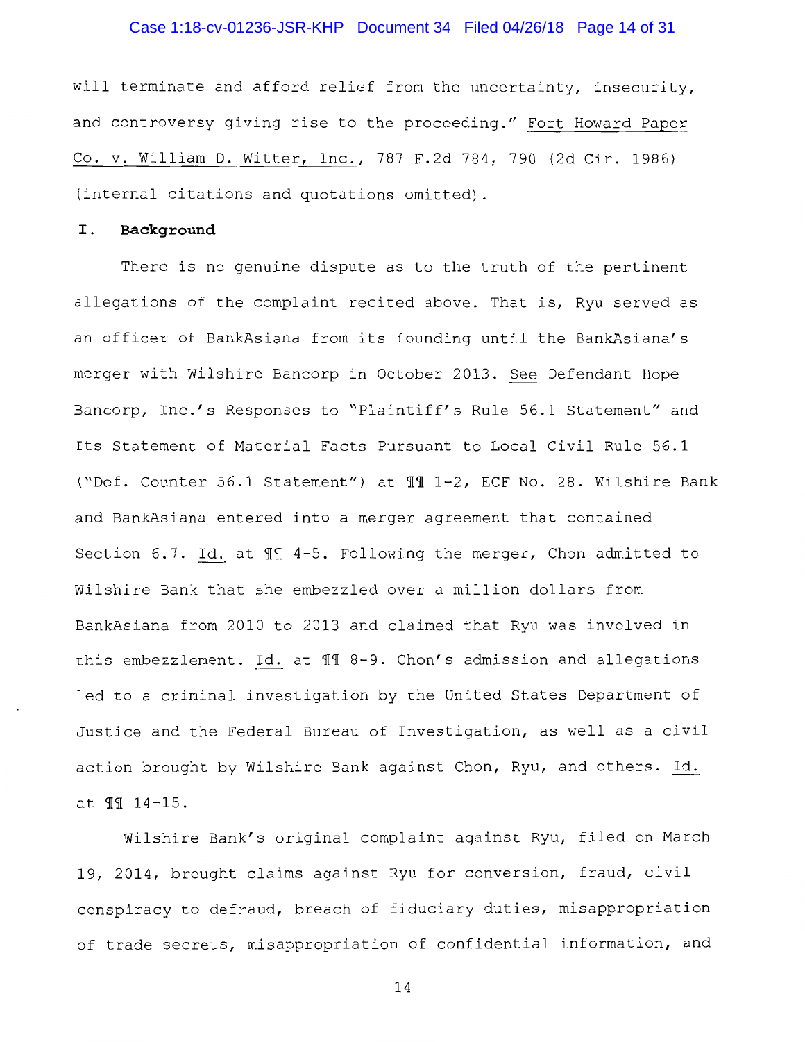will terminate and afford relief from the uncertainty, insecurity, and controversy giving rise to the proceeding." Fort Howard Paper Co. v. William D. Witter, Inc., 787 F.2d 784, 790 (2d Cir. 1986) (internal citations and quotations omitted).

## I. Background

There is no genuine dispute as to the truth of the pertinent allegations of the complaint recited above. That is, Ryu served as an officer of BankAsiana from its founding until the BankAsiana's merger with Wilshire Bancorp in October 2013. See Defendant Hope Bancorp, Inc.'s Responses to "Plaintiff's Rule 56.1 Statement" and Its Statement of Material Facts Pursuant to Local Civil Rule 56.1 ("Def. Counter 56.1 Statement") at ¶¶ 1-2, ECF No. 28. Wilshire Bank and BankAsiana entered into a merger agreement that contained Section 6.7. Id. at ¶¶ 4-5. Following the merger, Chon admitted to Wilshire Bank that she embezzled over a million dollars from BankAsiana from 2010 to 2013 and claimed that Ryu was involved in this embezzlement. Id. at ¶¶ 8-9. Chon's admission and allegations led to a criminal investigation by the United States Department of Justice and the Federal Bureau of Investigation, as well as a civil action brought by Wilshire Bank against Chon, Ryu, and others. Id. at ¶¶ 14-15.

Wilshire Bank's original complaint against Ryu, filed on March 19, 2014, brought claims against Ryu for conversion, fraud, civil conspiracy to defraud, breach of fiduciary duties, misappropriation of trade secrets, misappropriation of confidential information, and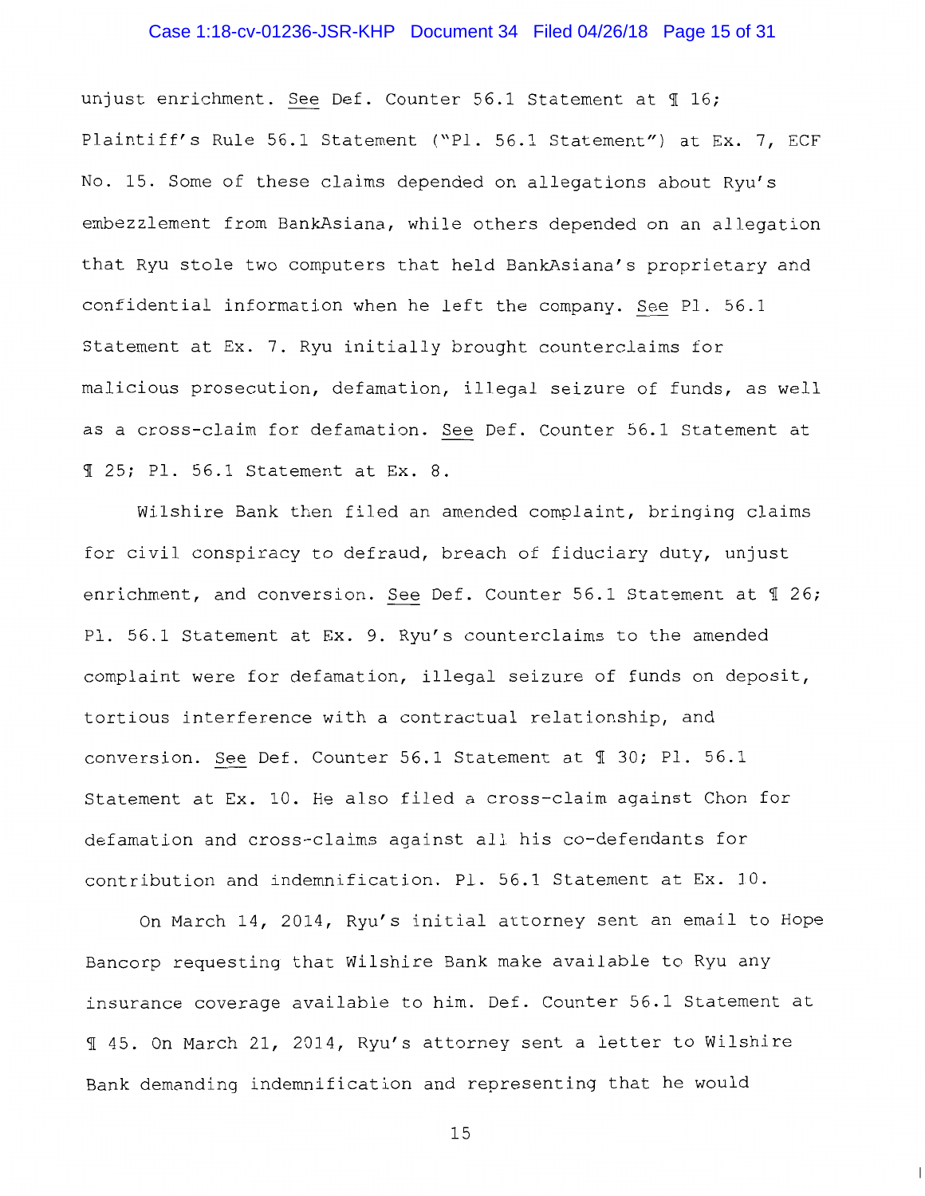unjust enrichment. See Def. Counter 56.1 Statement at ¶ 16; Plaintiff's Rule 56.1 Statement ("Pl. 56.1 Statement") at Ex. 7, ECF No. 15. Some of these claims depended on allegations about Ryu's embezzlement from BankAsiana, while others depended on an allegation that Ryu stole two computers that held BankAsiana's proprietary and confidential information when he left the company. See Pl. 56.1 Statement at Ex. 7. Ryu initially brought counterclaims for malicious prosecution, defamation, illegal seizure of funds, as well as a cross-claim for defamation. See Def. Counter 56.1 Statement at ¶ 25; Pl. 56.1 Statement at Ex. 8.

Wilshire Bank then filed an amended complaint, bringing claims for civil conspiracy to defraud, breach of fiduciary duty, unjust enrichment, and conversion. See Def. Counter 56.1 Statement at ¶ 26; Pl. 56.1 Statement at Ex. 9. Ryu's counterclaims to the amended complaint were for defamation, illegal seizure of funds on deposit, tortious interference with a contractual relationship, and conversion. See Def. Counter 56.1 Statement at ¶ 30; Pl. 56.1 Statement at Ex. 10. He also filed a cross-claim against Chon for defamation and cross-claims against all his co-defendants for contribution and indemnification. Pl. 56.1 Statement at Ex. 10.

On March 14, 2014, Ryu's initial attorney sent an email to Hope Bancorp requesting that Wilshire Bank make available to Ryu any insurance coverage available to him. Def. Counter 56.1 Statement at ¶ 45. On March 21, 2014, Ryu's attorney sent a letter to Wilshire Bank demanding indemnification and representing that he would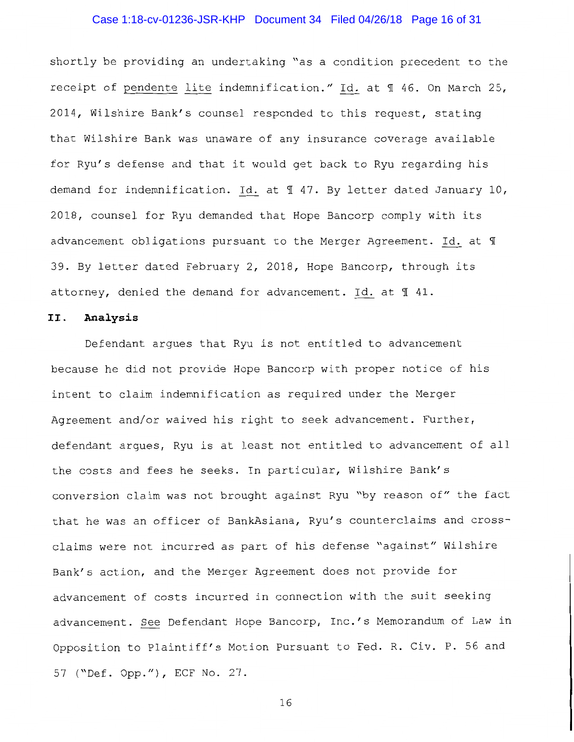shortly be providing an undertaking "as a condition precedent to the receipt of pendente lite indemnification." Id. at ¶ 46. On March 25, 2014, Wilshire Bank's counsel responded to this request, stating that Wilshire Bank was unaware of any insurance coverage available for Ryu's defense and that it would get back to Ryu regarding his demand for indemnification. Id. at ¶ 47. By letter dated January 10, 2018, counsel for Ryu demanded that Hope Bancorp comply with its advancement obligations pursuant to the Merger Agreement. Id. at ¶ 39. By letter dated February 2, 2018, Hope Bancorp, through its attorney, denied the demand for advancement. Id. at ¶ 41.

## II. Analysis

Defendant argues that Ryu is not entitled to advancement because he did not provide Hope Bancorp with proper notice of his intent to claim indemnification as required under the Merger Agreement and/or waived his right to seek advancement. Further, defendant argues, Ryu is at least not entitled to advancement of all the costs and fees he seeks. In particular, Wilshire Bank's conversion claim was not brought against Ryu "by reason of" the fact that he was an officer of BankAsiana, Ryu's counterclaims and cross-claims were not incurred as part of his defense "against" Wilshire Bank's action, and the Merger Agreement does not provide for advancement of costs incurred in connection with the suit seeking advancement. See Defendant Hope Bancorp, Inc.'s Memorandum of Law in Opposition to Plaintiff's Motion Pursuant to Fed. R. Civ. P. 56 and 57 ("Def. Opp."), ECF No. 27.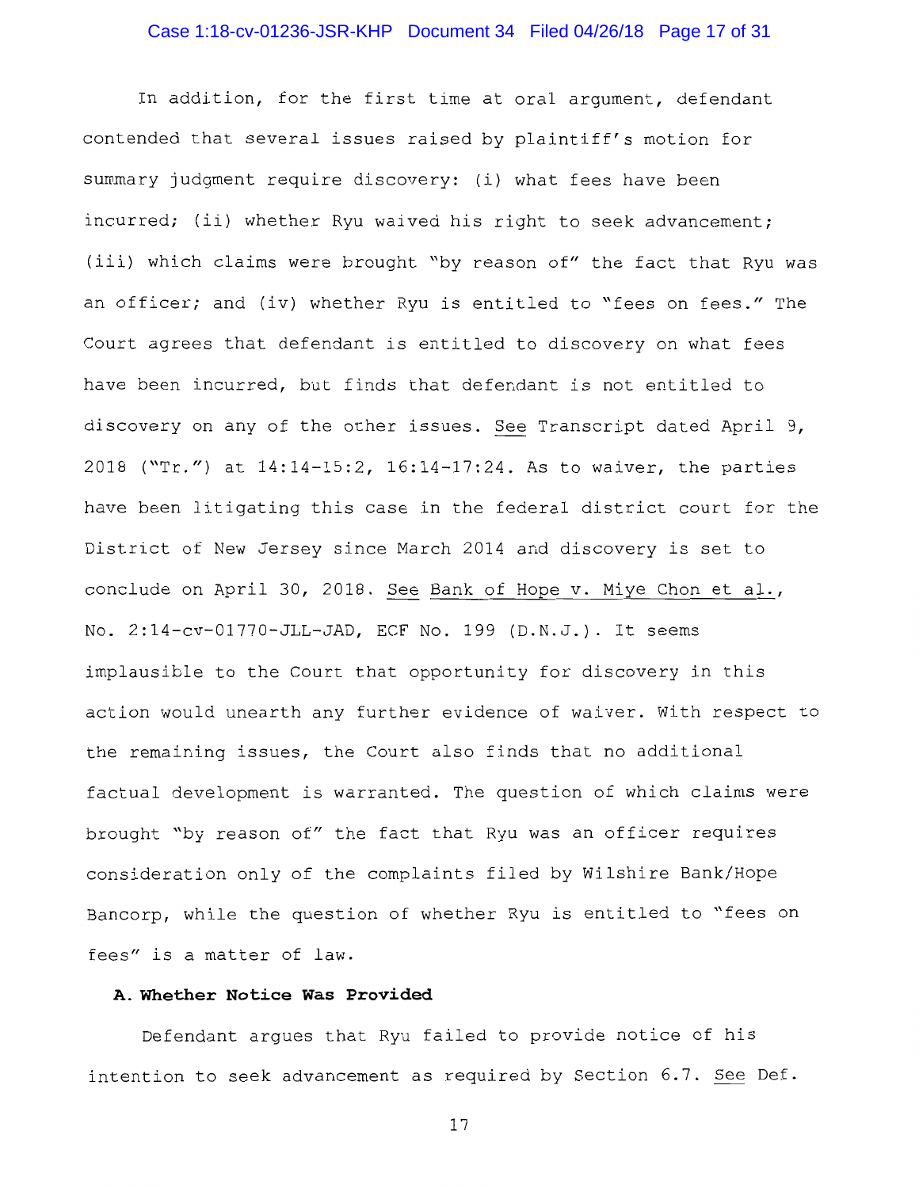In addition, for the first time at oral argument, defendant contended that several issues raised by plaintiff's motion for summary judgment require discovery: (i) what fees have been incurred; (ii) whether Ryu waived his right to seek advancement; (iii) which claims were brought "by reason of" the fact that Ryu was an officer; and (iv) whether Ryu is entitled to "fees on fees." The Court agrees that defendant is entitled to discovery on what fees have been incurred, but finds that defendant is not entitled to discovery on any of the other issues. See Transcript dated April 9, 2018 ("Tr.") at 14:14-15:2, 16:14-17:24. As to waiver, the parties have been litigating this case in the federal district court for the District of New Jersey since March 2014 and discovery is set to conclude on April 30, 2018. See Bank of Hope v. Miye Chon et al., No. 2:14-cv-01770-JLL-JAD, ECF No. 199 (D.N.J.). It seems implausible to the Court that opportunity for discovery in this action would unearth any further evidence of waiver. With respect to the remaining issues, the Court also finds that no additional factual development is warranted. The question of which claims were brought "by reason of" the fact that Ryu was an officer requires consideration only of the complaints filed by Wilshire Bank/Hope Bancorp, while the question of whether Ryu is entitled to "fees on fees" is a matter of law.

### A. Whether Notice Was Provided

Defendant argues that Ryu failed to provide notice of his intention to seek advancement as required by Section 6.7. See Def.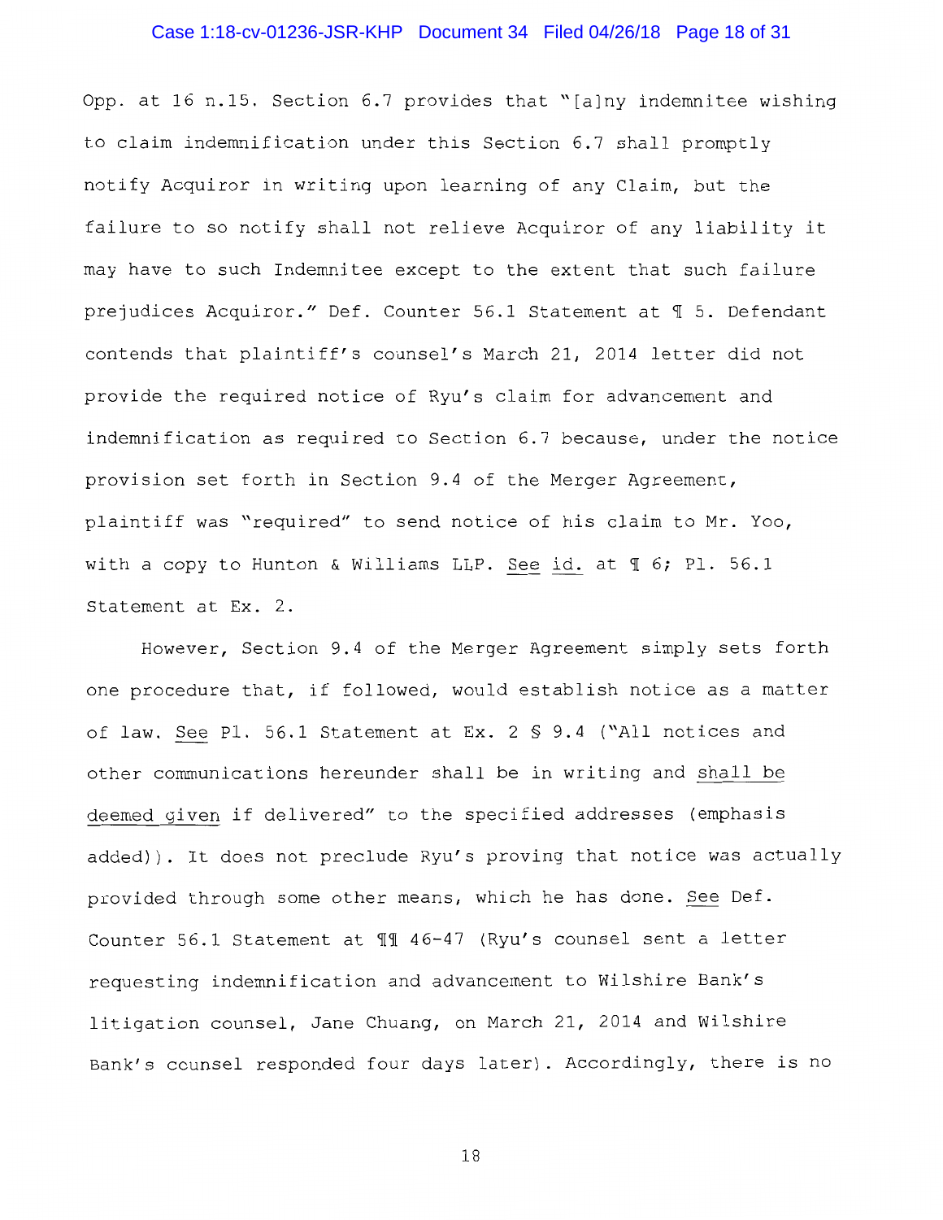Opp. at 16 n.15. Section 6.7 provides that "[a]ny indemnitee wishing to claim indemnification under this Section 6.7 shall promptly notify Acquiror in writing upon learning of any Claim, but the failure to so notify shall not relieve Acquiror of any liability it may have to such Indemnitee except to the extent that such failure prejudices Acquiror." Def. Counter 56.1 Statement at ¶ 5. Defendant contends that plaintiff's counsel's March 21, 2014 letter did not provide the required notice of Ryu's claim for advancement and indemnification as required to Section 6.7 because, under the notice provision set forth in Section 9.4 of the Merger Agreement, plaintiff was "required" to send notice of his claim to Mr. Yoo, with a copy to Hunton & Williams LLP. See id. at ¶ 6; Pl. 56.1 Statement at Ex. 2.

However, Section 9.4 of the Merger Agreement simply sets forth one procedure that, if followed, would establish notice as a matter of law. See Pl. 56.1 Statement at Ex. 2 § 9.4 ("All notices and other communications hereunder shall be in writing and shall be deemed given if delivered" to the specified addresses (emphasis added)). It does not preclude Ryu's proving that notice was actually provided through some other means, which he has done. See Def. Counter 56.1 Statement at ¶¶ 46-47 (Ryu's counsel sent a letter requesting indemnification and advancement to Wilshire Bank's litigation counsel, Jane Chuang, on March 21, 2014 and Wilshire Bank's counsel responded four days later). Accordingly, there is no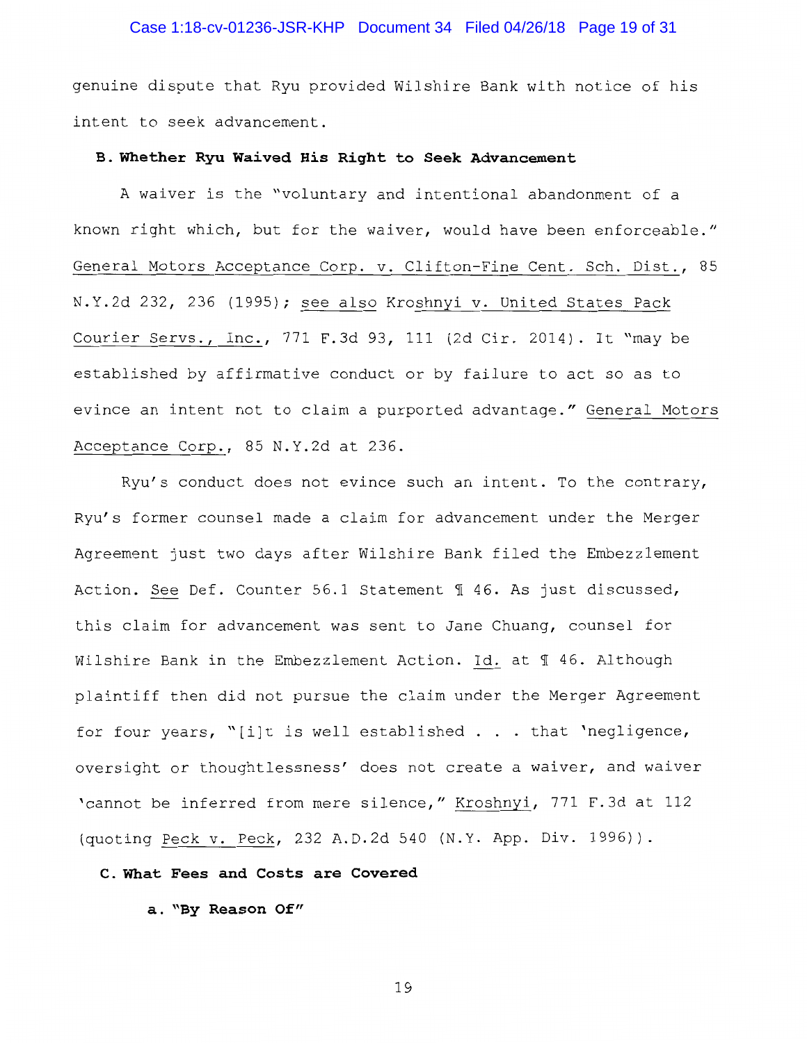genuine dispute that Ryu provided Wilshire Bank with notice of his intent to seek advancement.

### B. Whether Ryu Waived His Right to Seek Advancement

A waiver is the "voluntary and intentional abandonment of a known right which, but for the waiver, would have been enforceable." General Motors Acceptance Corp. v. Clifton-Fine Cent. Sch. Dist., 85 N.Y.2d 232, 236 (1995); see also Kroshnyi v. United States Pack Courier Servs., Inc., 771 F.3d 93, 111 (2d Cir. 2014). It "may be established by affirmative conduct or by failure to act so as to evince an intent not to claim a purported advantage." General Motors Acceptance Corp., 85 N.Y.2d at 236.

Ryu's conduct does not evince such an intent. To the contrary, Ryu's former counsel made a claim for advancement under the Merger Agreement just two days after Wilshire Bank filed the Embezzlement Action. See Def. Counter 56.1 Statement ¶ 46. As just discussed, this claim for advancement was sent to Jane Chuang, counsel for Wilshire Bank in the Embezzlement Action. Id. at ¶ 46. Although plaintiff then did not pursue the claim under the Merger Agreement for four years, "[i]t is well established . . . that 'negligence, oversight or thoughtlessness' does not create a waiver, and waiver 'cannot be inferred from mere silence," Kroshnyi, 771 F.3d at 112 (quoting Peck v. Peck, 232 A.D.2d 540 (N.Y. App. Div. 1996)).

### C. What Fees and Costs are Covered

#### a. "By Reason Of"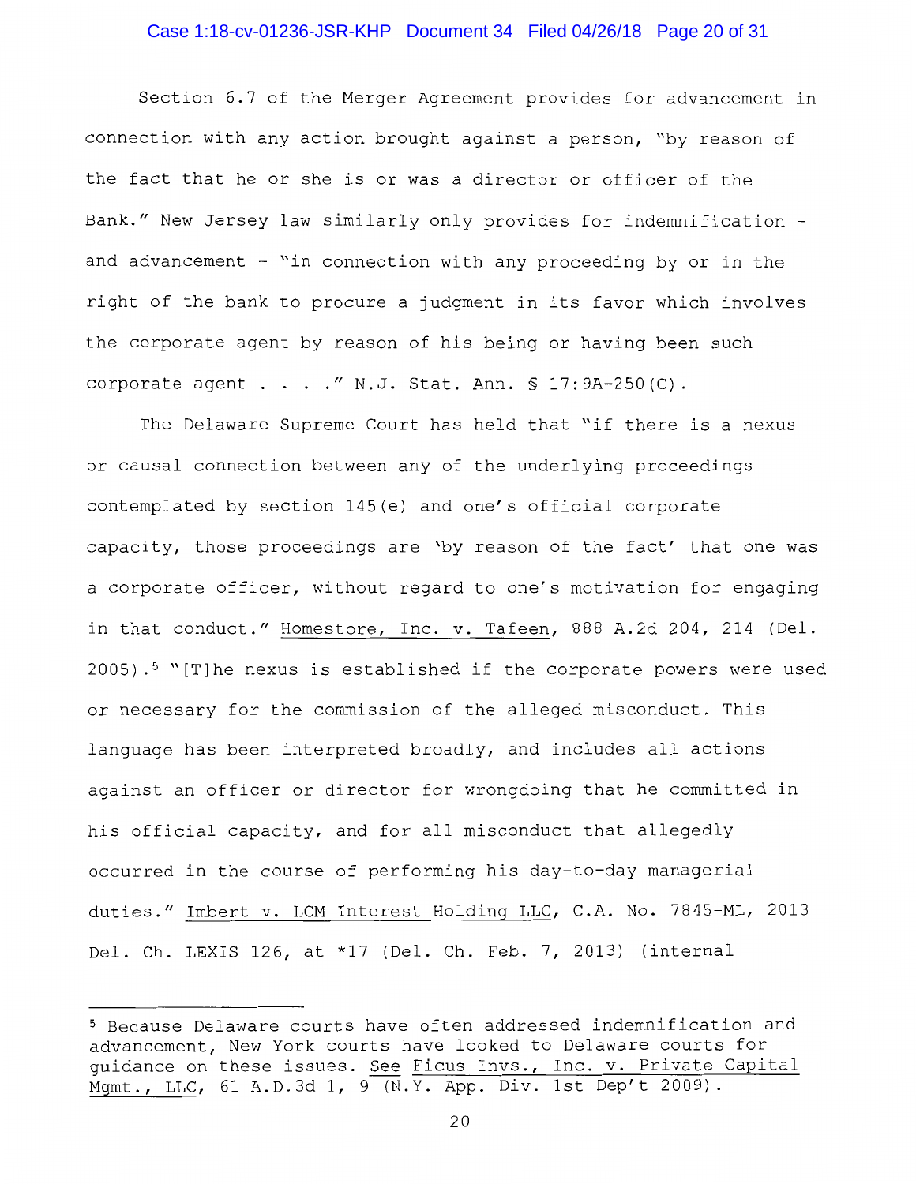Section 6.7 of the Merger Agreement provides for advancement in connection with any action brought against a person, "by reason of the fact that he or she is or was a director or officer of the Bank." New Jersey law similarly only provides for indemnification - and advancement - "in connection with any proceeding by or in the right of the bank to procure a judgment in its favor which involves the corporate agent by reason of his being or having been such corporate agent . . . ." N.J. Stat. Ann. § 17:9A-250(C).

The Delaware Supreme Court has held that "if there is a nexus or causal connection between any of the underlying proceedings contemplated by section 145(e) and one's official corporate capacity, those proceedings are 'by reason of the fact' that one was a corporate officer, without regard to one's motivation for engaging in that conduct." Homestore, Inc. v. Tafeen, 888 A.2d 204, 214 (Del. 2005).[5] "[T]he nexus is established if the corporate powers were used or necessary for the commission of the alleged misconduct. This language has been interpreted broadly, and includes all actions against an officer or director for wrongdoing that he committed in his official capacity, and for all misconduct that allegedly occurred in the course of performing his day-to-day managerial duties." Imbert v. LCM Interest Holding LLC, C.A. No. 7845-ML, 2013 Del. Ch. LEXIS 126, at *17 (Del. Ch. Feb. 7, 2013) (internal

---

[5] Because Delaware courts have often addressed indemnification and advancement, New York courts have looked to Delaware courts for guidance on these issues. See Ficus Invs., Inc. v. Private Capital Mgmt., LLC, 61 A.D.3d 1, 9 (N.Y. App. Div. 1st Dep't 2009).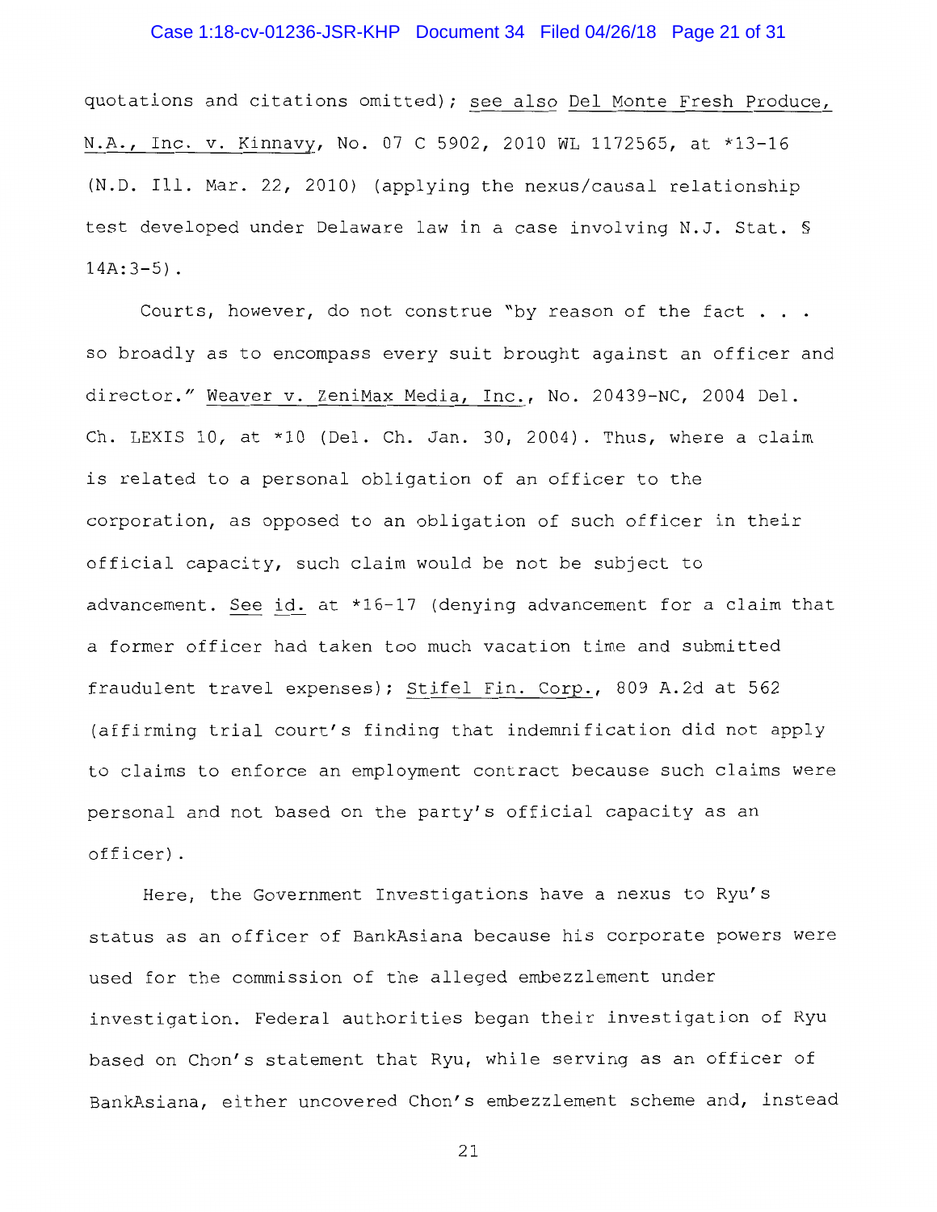quotations and citations omitted); see also Del Monte Fresh Produce, N.A., Inc. v. Kinnavy, No. 07 C 5902, 2010 WL 1172565, at *13-16 (N.D. Ill. Mar. 22, 2010) (applying the nexus/causal relationship test developed under Delaware law in a case involving N.J. Stat. § 14A:3-5).

Courts, however, do not construe "by reason of the fact . . . so broadly as to encompass every suit brought against an officer and director." Weaver v. ZeniMax Media, Inc., No. 20439-NC, 2004 Del. Ch. LEXIS 10, at *10 (Del. Ch. Jan. 30, 2004). Thus, where a claim is related to a personal obligation of an officer to the corporation, as opposed to an obligation of such officer in their official capacity, such claim would be not be subject to advancement. See id. at *16-17 (denying advancement for a claim that a former officer had taken too much vacation time and submitted fraudulent travel expenses); Stifel Fin. Corp., 809 A.2d at 562 (affirming trial court's finding that indemnification did not apply to claims to enforce an employment contract because such claims were personal and not based on the party's official capacity as an officer).

Here, the Government Investigations have a nexus to Ryu's status as an officer of BankAsiana because his corporate powers were used for the commission of the alleged embezzlement under investigation. Federal authorities began their investigation of Ryu based on Chon's statement that Ryu, while serving as an officer of BankAsiana, either uncovered Chon's embezzlement scheme and, instead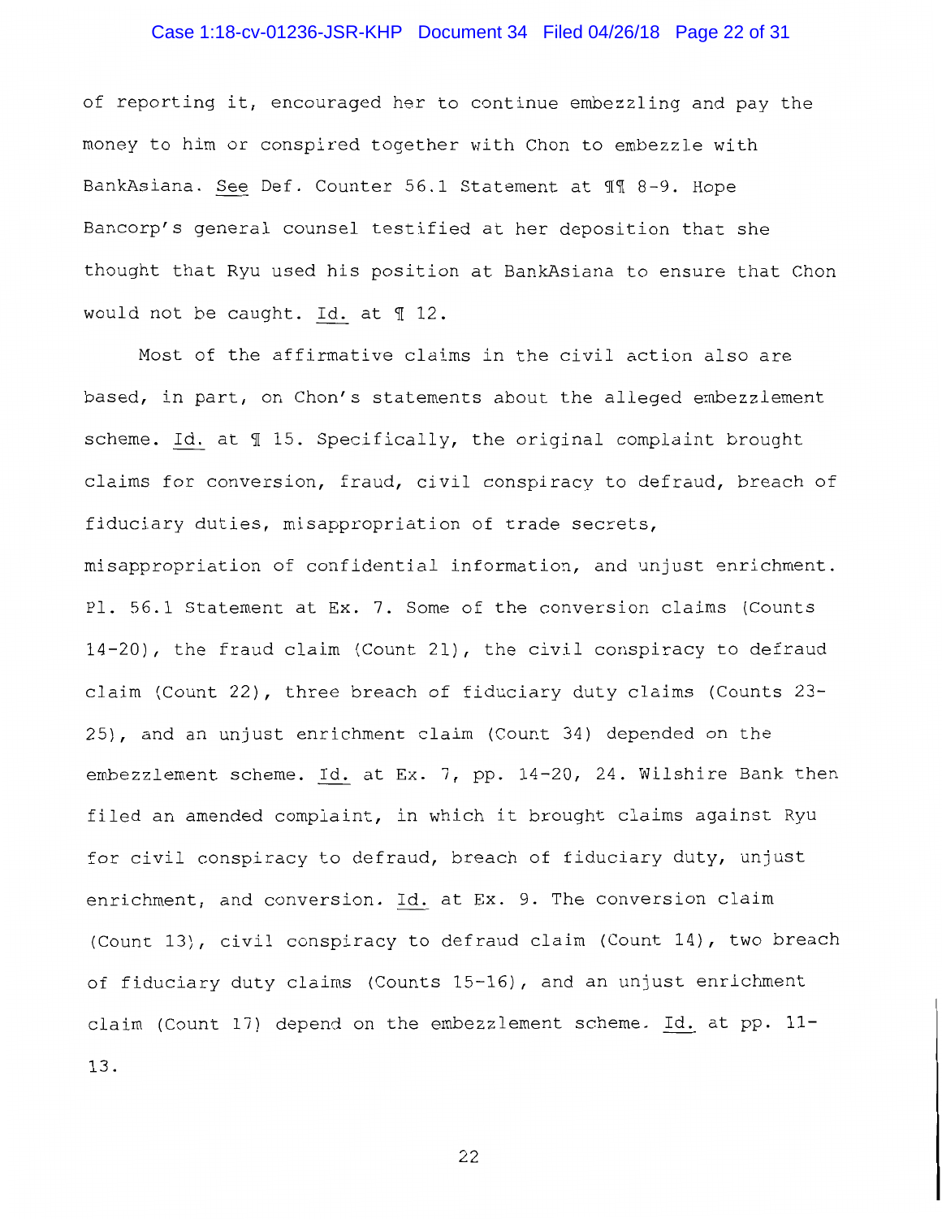of reporting it, encouraged her to continue embezzling and pay the money to him or conspired together with Chon to embezzle with BankAsiana. See Def. Counter 56.1 Statement at ¶¶ 8-9. Hope Bancorp's general counsel testified at her deposition that she thought that Ryu used his position at BankAsiana to ensure that Chon would not be caught. Id. at ¶ 12.

Most of the affirmative claims in the civil action also are based, in part, on Chon's statements about the alleged embezzlement scheme. Id. at ¶ 15. Specifically, the original complaint brought claims for conversion, fraud, civil conspiracy to defraud, breach of fiduciary duties, misappropriation of trade secrets, misappropriation of confidential information, and unjust enrichment. Pl. 56.1 Statement at Ex. 7. Some of the conversion claims (Counts 14-20), the fraud claim (Count 21), the civil conspiracy to defraud claim (Count 22), three breach of fiduciary duty claims (Counts 23-25), and an unjust enrichment claim (Count 34) depended on the embezzlement scheme. Id. at Ex. 7, pp. 14-20, 24. Wilshire Bank then filed an amended complaint, in which it brought claims against Ryu for civil conspiracy to defraud, breach of fiduciary duty, unjust enrichment, and conversion. Id. at Ex. 9. The conversion claim (Count 13), civil conspiracy to defraud claim (Count 14), two breach of fiduciary duty claims (Counts 15-16), and an unjust enrichment claim (Count 17) depend on the embezzlement scheme. Id. at pp. 11-13.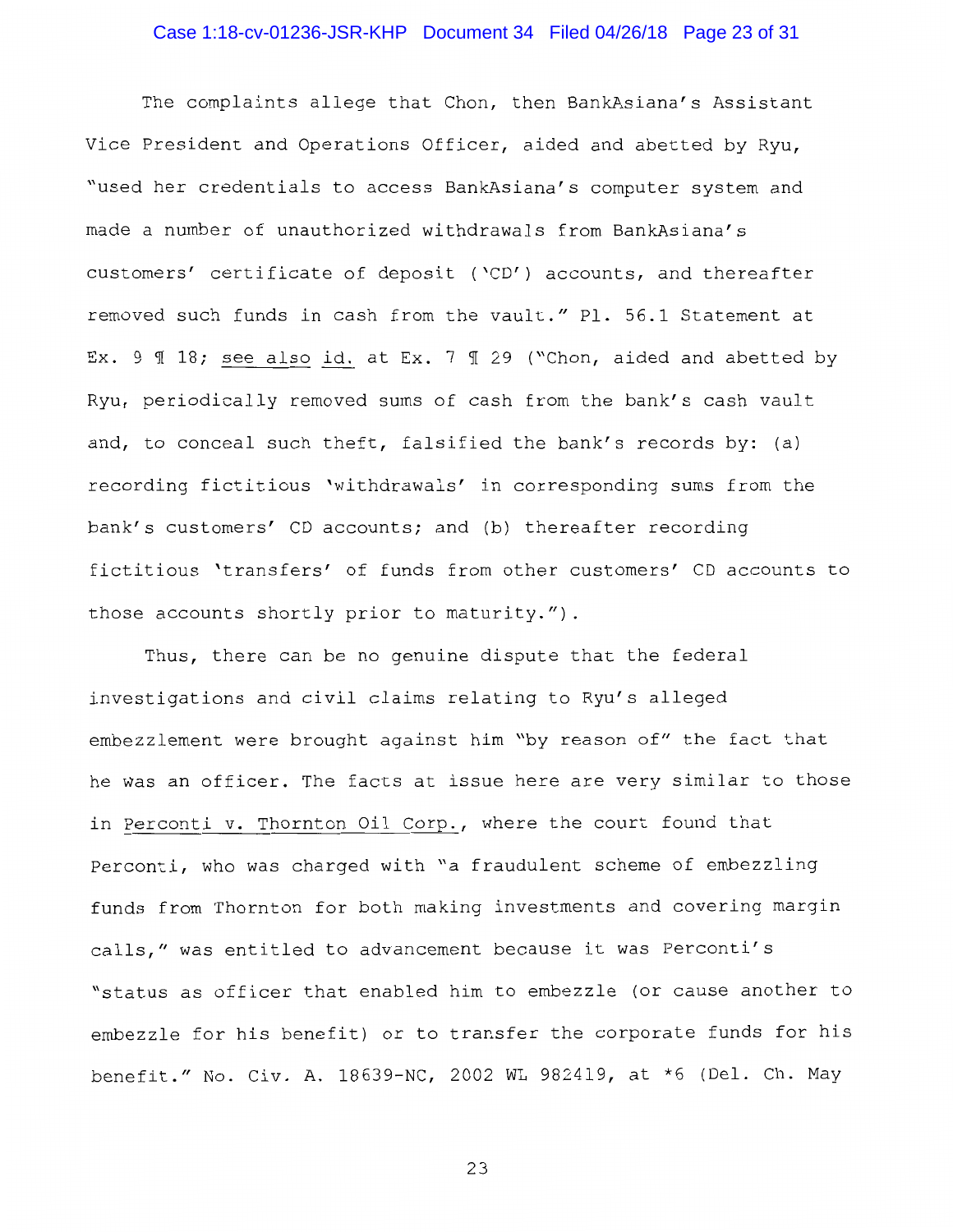The complaints allege that Chon, then BankAsiana's Assistant Vice President and Operations Officer, aided and abetted by Ryu, "used her credentials to access BankAsiana's computer system and made a number of unauthorized withdrawals from BankAsiana's customers' certificate of deposit ('CD') accounts, and thereafter removed such funds in cash from the vault." Pl. 56.1 Statement at Ex. 9 ¶ 18; see also id. at Ex. 7 ¶ 29 ("Chon, aided and abetted by Ryu, periodically removed sums of cash from the bank's cash vault and, to conceal such theft, falsified the bank's records by: (a) recording fictitious 'withdrawals' in corresponding sums from the bank's customers' CD accounts; and (b) thereafter recording fictitious 'transfers' of funds from other customers' CD accounts to those accounts shortly prior to maturity.").

Thus, there can be no genuine dispute that the federal investigations and civil claims relating to Ryu's alleged embezzlement were brought against him "by reason of" the fact that he was an officer. The facts at issue here are very similar to those in Perconti v. Thornton Oil Corp., where the court found that Perconti, who was charged with "a fraudulent scheme of embezzling funds from Thornton for both making investments and covering margin calls," was entitled to advancement because it was Perconti's "status as officer that enabled him to embezzle (or cause another to embezzle for his benefit) or to transfer the corporate funds for his benefit." No. Civ. A. 18639-NC, 2002 WL 982419, at *6 (Del. Ch. May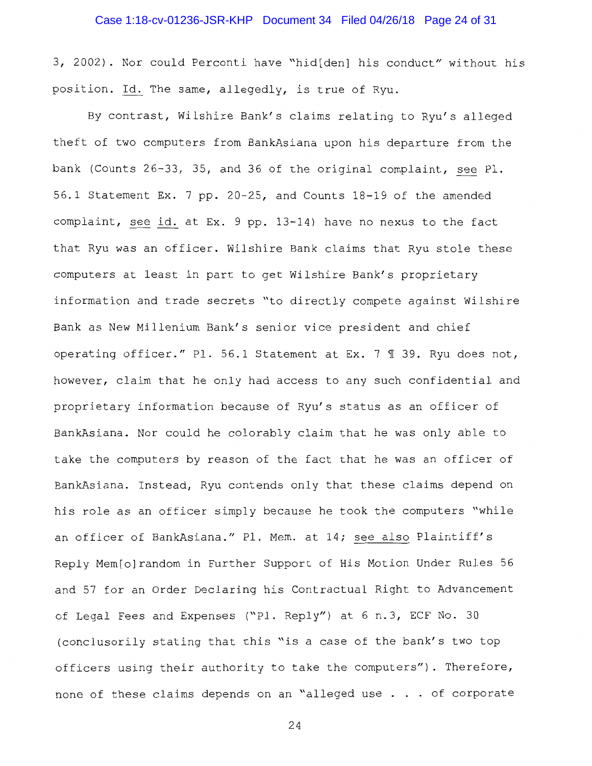3, 2002). Nor could Perconti have "hid[den] his conduct" without his position. Id. The same, allegedly, is true of Ryu.

By contrast, Wilshire Bank's claims relating to Ryu's alleged theft of two computers from BankAsiana upon his departure from the bank (Counts 26-33, 35, and 36 of the original complaint, see Pl. 56.1 Statement Ex. 7 pp. 20-25, and Counts 18-19 of the amended complaint, see id. at Ex. 9 pp. 13-14) have no nexus to the fact that Ryu was an officer. Wilshire Bank claims that Ryu stole these computers at least in part to get Wilshire Bank's proprietary information and trade secrets "to directly compete against Wilshire Bank as New Millenium Bank's senior vice president and chief operating officer." Pl. 56.1 Statement at Ex. 7 ¶ 39. Ryu does not, however, claim that he only had access to any such confidential and proprietary information because of Ryu's status as an officer of BankAsiana. Nor could he colorably claim that he was only able to take the computers by reason of the fact that he was an officer of BankAsiana. Instead, Ryu contends only that these claims depend on his role as an officer simply because he took the computers "while an officer of BankAsiana." Pl. Mem. at 14; see also Plaintiff's Reply Mem[o]random in Further Support of His Motion Under Rules 56 and 57 for an Order Declaring his Contractual Right to Advancement of Legal Fees and Expenses ("Pl. Reply") at 6 n.3, ECF No. 30 (conclusorily stating that this "is a case of the bank's two top officers using their authority to take the computers"). Therefore, none of these claims depends on an "alleged use . . . of corporate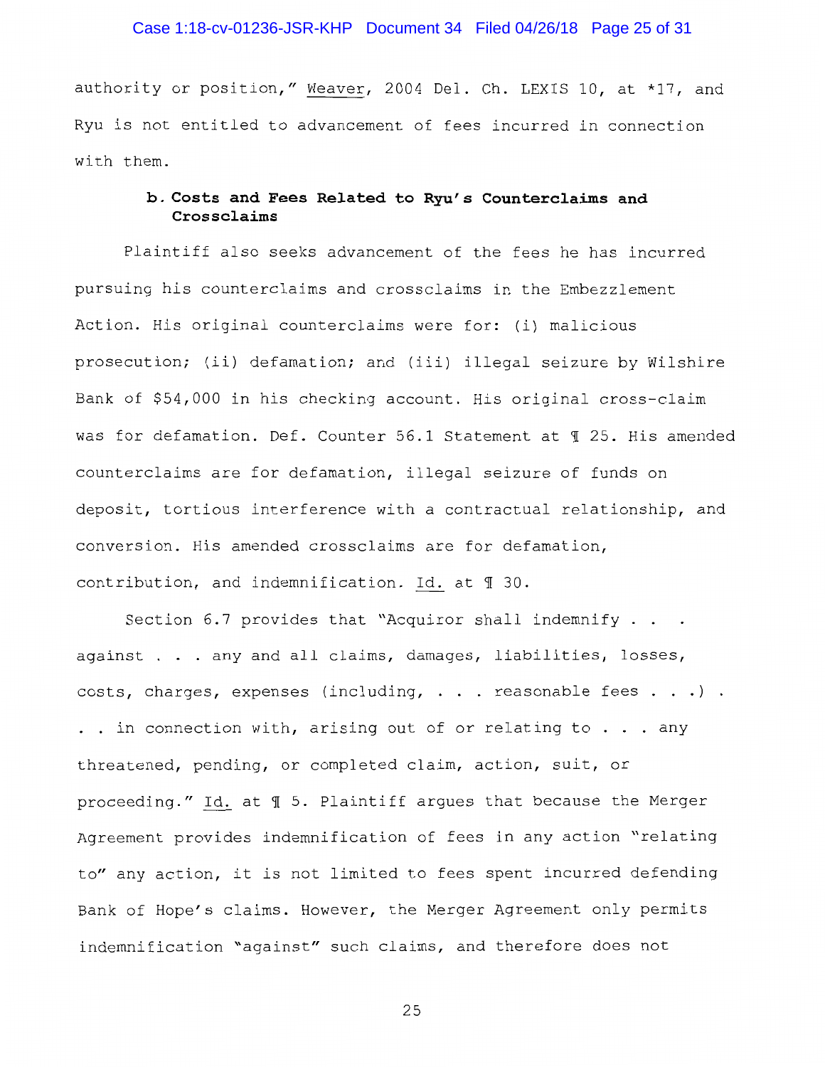authority or position," Weaver, 2004 Del. Ch. LEXIS 10, at *17, and Ryu is not entitled to advancement of fees incurred in connection with them.

### b. Costs and Fees Related to Ryu's Counterclaims and Crossclaims

Plaintiff also seeks advancement of the fees he has incurred pursuing his counterclaims and crossclaims in the Embezzlement Action. His original counterclaims were for: (i) malicious prosecution; (ii) defamation; and (iii) illegal seizure by Wilshire Bank of $54,000 in his checking account. His original cross-claim was for defamation. Def. Counter 56.1 Statement at ¶ 25. His amended counterclaims are for defamation, illegal seizure of funds on deposit, tortious interference with a contractual relationship, and conversion. His amended crossclaims are for defamation, contribution, and indemnification. Id. at ¶ 30.

Section 6.7 provides that "Acquiror shall indemnify . . . against . . . any and all claims, damages, liabilities, losses, costs, charges, expenses (including, . . . reasonable fees . . .) . . . in connection with, arising out of or relating to . . . any threatened, pending, or completed claim, action, suit, or proceeding." Id. at ¶ 5. Plaintiff argues that because the Merger Agreement provides indemnification of fees in any action "relating to" any action, it is not limited to fees spent incurred defending Bank of Hope's claims. However, the Merger Agreement only permits indemnification "against" such claims, and therefore does not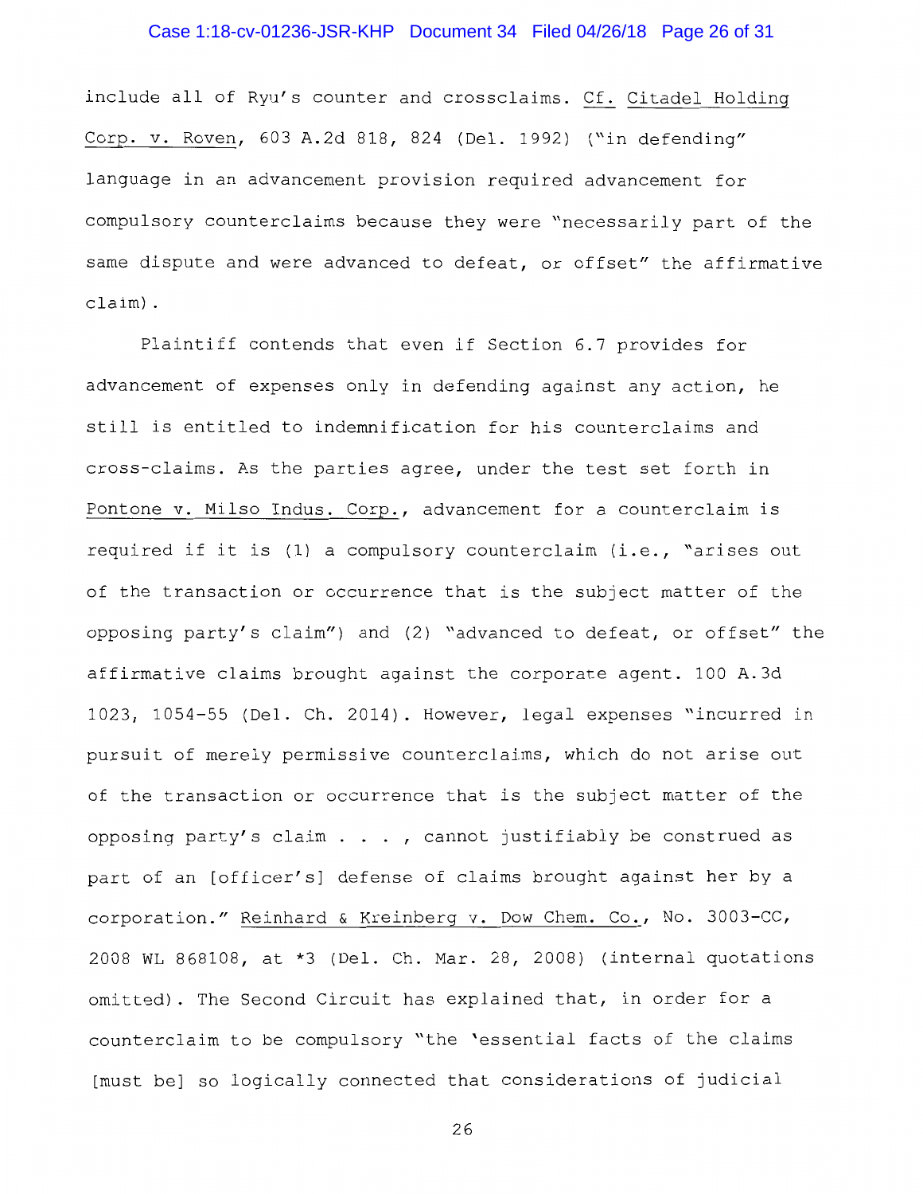include all of Ryu's counter and crossclaims. Cf. Citadel Holding Corp. v. Roven, 603 A.2d 818, 824 (Del. 1992) ("in defending" language in an advancement provision required advancement for compulsory counterclaims because they were "necessarily part of the same dispute and were advanced to defeat, or offset" the affirmative claim).

Plaintiff contends that even if Section 6.7 provides for advancement of expenses only in defending against any action, he still is entitled to indemnification for his counterclaims and cross-claims. As the parties agree, under the test set forth in Pontone v. Milso Indus. Corp., advancement for a counterclaim is required if it is (1) a compulsory counterclaim (i.e., "arises out of the transaction or occurrence that is the subject matter of the opposing party's claim") and (2) "advanced to defeat, or offset" the affirmative claims brought against the corporate agent. 100 A.3d 1023, 1054-55 (Del. Ch. 2014). However, legal expenses "incurred in pursuit of merely permissive counterclaims, which do not arise out of the transaction or occurrence that is the subject matter of the opposing party's claim . . . , cannot justifiably be construed as part of an [officer's] defense of claims brought against her by a corporation." Reinhard & Kreinberg v. Dow Chem. Co., No. 3003-CC, 2008 WL 868108, at *3 (Del. Ch. Mar. 28, 2008) (internal quotations omitted). The Second Circuit has explained that, in order for a counterclaim to be compulsory "the 'essential facts of the claims [must be] so logically connected that considerations of judicial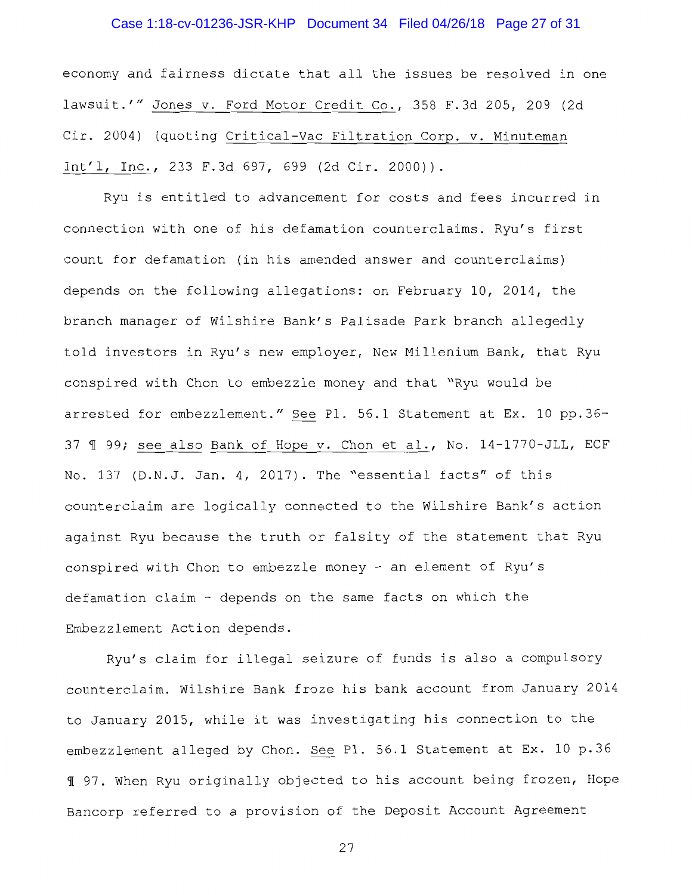economy and fairness dictate that all the issues be resolved in one lawsuit.'" Jones v. Ford Motor Credit Co., 358 F.3d 205, 209 (2d Cir. 2004) (quoting Critical-Vac Filtration Corp. v. Minuteman Int'l, Inc., 233 F.3d 697, 699 (2d Cir. 2000)).

Ryu is entitled to advancement for costs and fees incurred in connection with one of his defamation counterclaims. Ryu's first count for defamation (in his amended answer and counterclaims) depends on the following allegations: on February 10, 2014, the branch manager of Wilshire Bank's Palisade Park branch allegedly told investors in Ryu's new employer, New Millenium Bank, that Ryu conspired with Chon to embezzle money and that "Ryu would be arrested for embezzlement." See Pl. 56.1 Statement at Ex. 10 pp.36-37 ¶ 99; see also Bank of Hope v. Chon et al., No. 14-1770-JLL, ECF No. 137 (D.N.J. Jan. 4, 2017). The "essential facts" of this counterclaim are logically connected to the Wilshire Bank's action against Ryu because the truth or falsity of the statement that Ryu conspired with Chon to embezzle money – an element of Ryu's defamation claim – depends on the same facts on which the Embezzlement Action depends.

Ryu's claim for illegal seizure of funds is also a compulsory counterclaim. Wilshire Bank froze his bank account from January 2014 to January 2015, while it was investigating his connection to the embezzlement alleged by Chon. See Pl. 56.1 Statement at Ex. 10 p.36 ¶ 97. When Ryu originally objected to his account being frozen, Hope Bancorp referred to a provision of the Deposit Account Agreement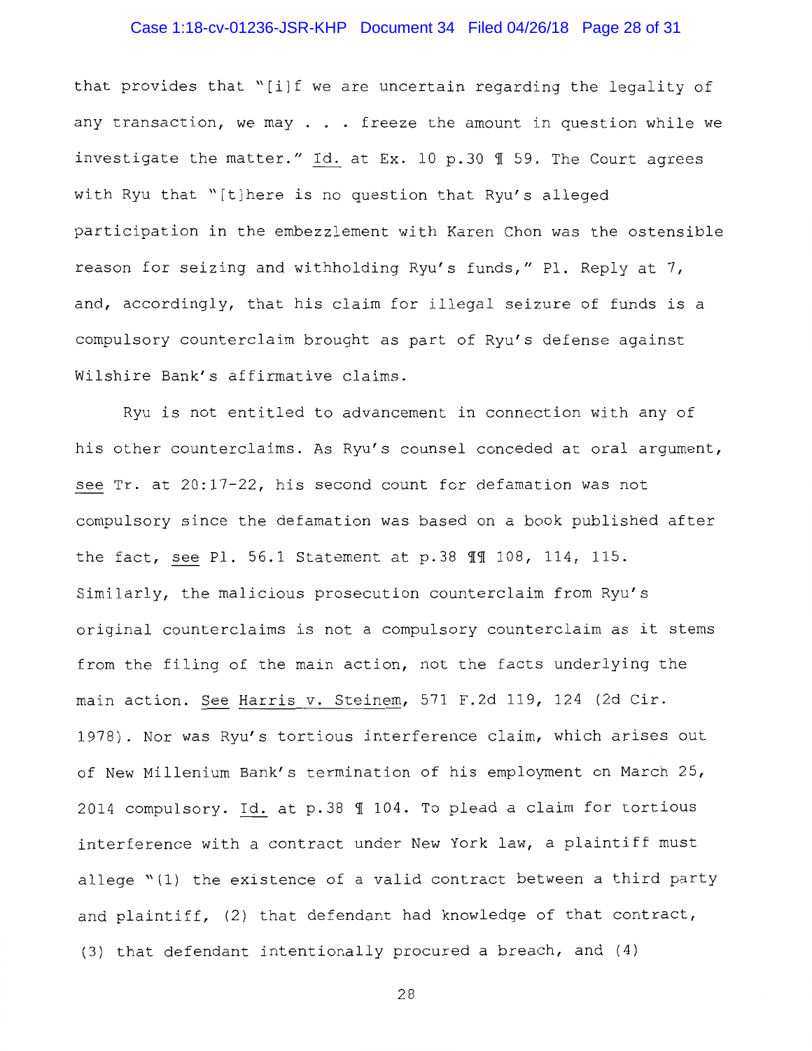that provides that "[i]f we are uncertain regarding the legality of any transaction, we may . . . freeze the amount in question while we investigate the matter." Id. at Ex. 10 p.30 ¶ 59. The Court agrees with Ryu that "[t]here is no question that Ryu's alleged participation in the embezzlement with Karen Chon was the ostensible reason for seizing and withholding Ryu's funds," Pl. Reply at 7, and, accordingly, that his claim for illegal seizure of funds is a compulsory counterclaim brought as part of Ryu's defense against Wilshire Bank's affirmative claims.

Ryu is not entitled to advancement in connection with any of his other counterclaims. As Ryu's counsel conceded at oral argument, see Tr. at 20:17-22, his second count for defamation was not compulsory since the defamation was based on a book published after the fact, see Pl. 56.1 Statement at p.38 ¶¶ 108, 114, 115. Similarly, the malicious prosecution counterclaim from Ryu's original counterclaims is not a compulsory counterclaim as it stems from the filing of the main action, not the facts underlying the main action. See Harris v. Steinem, 571 F.2d 119, 124 (2d Cir. 1978). Nor was Ryu's tortious interference claim, which arises out of New Millenium Bank's termination of his employment on March 25, 2014 compulsory. Id. at p.38 ¶ 104. To plead a claim for tortious interference with a contract under New York law, a plaintiff must allege "(1) the existence of a valid contract between a third party and plaintiff, (2) that defendant had knowledge of that contract, (3) that defendant intentionally procured a breach, and (4)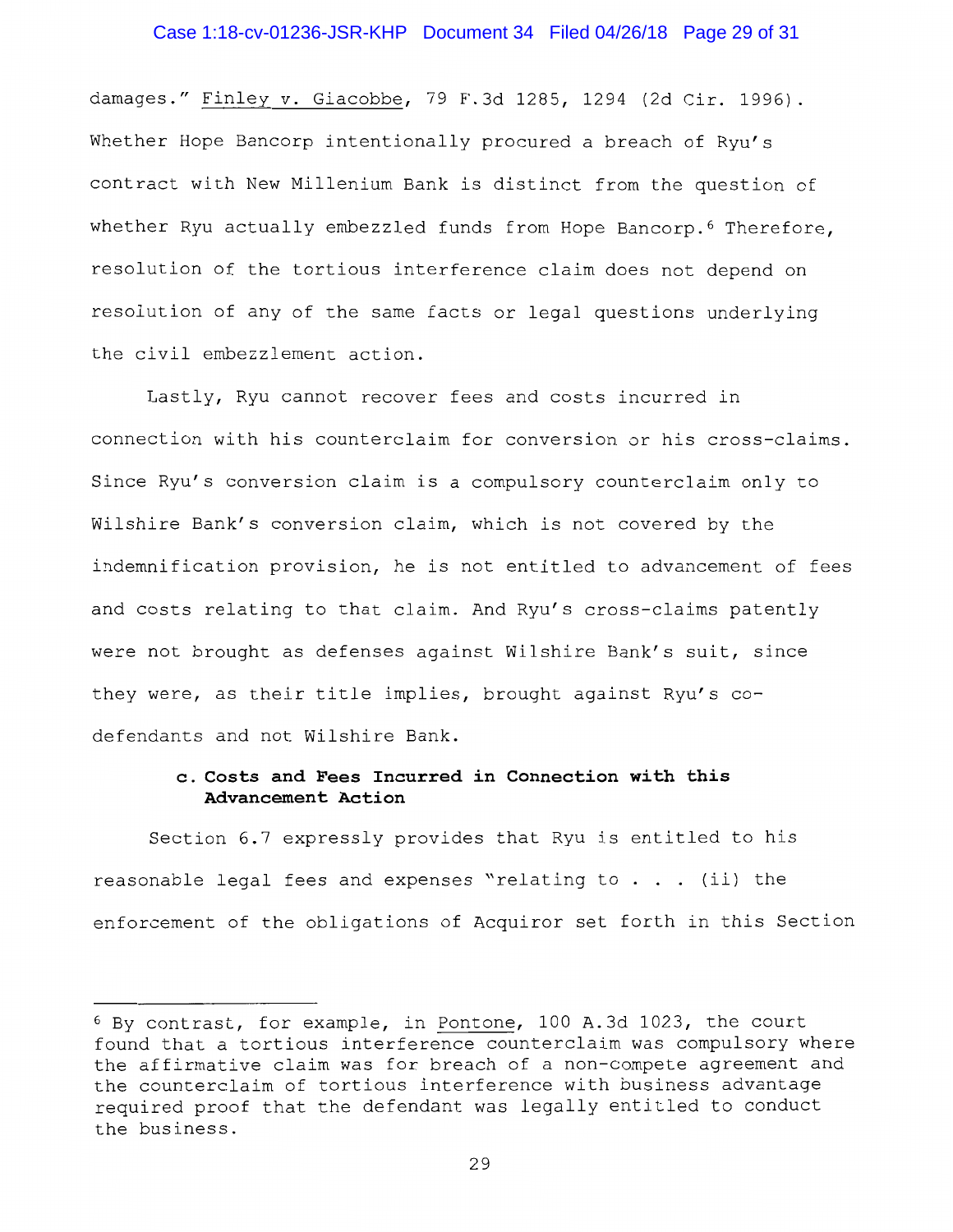damages." Finley v. Giacobbe, 79 F.3d 1285, 1294 (2d Cir. 1996). Whether Hope Bancorp intentionally procured a breach of Ryu's contract with New Millenium Bank is distinct from the question of whether Ryu actually embezzled funds from Hope Bancorp.[6] Therefore, resolution of the tortious interference claim does not depend on resolution of any of the same facts or legal questions underlying the civil embezzlement action.

Lastly, Ryu cannot recover fees and costs incurred in connection with his counterclaim for conversion or his cross-claims. Since Ryu's conversion claim is a compulsory counterclaim only to Wilshire Bank's conversion claim, which is not covered by the indemnification provision, he is not entitled to advancement of fees and costs relating to that claim. And Ryu's cross-claims patently were not brought as defenses against Wilshire Bank's suit, since they were, as their title implies, brought against Ryu's co-defendants and not Wilshire Bank.

#### c. Costs and Fees Incurred in Connection with this Advancement Action

Section 6.7 expressly provides that Ryu is entitled to his reasonable legal fees and expenses "relating to . . . (ii) the enforcement of the obligations of Acquiror set forth in this Section

---

[6] By contrast, for example, in Pontone, 100 A.3d 1023, the court found that a tortious interference counterclaim was compulsory where the affirmative claim was for breach of a non-compete agreement and the counterclaim of tortious interference with business advantage required proof that the defendant was legally entitled to conduct the business.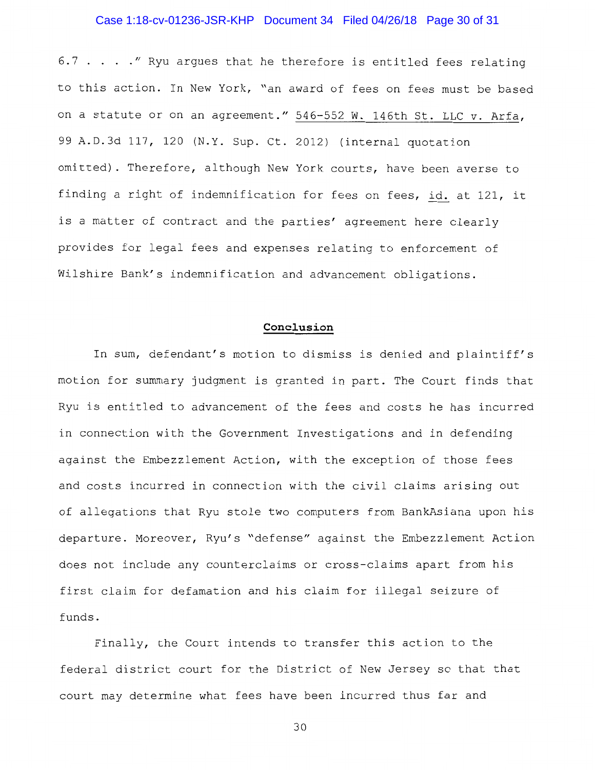6.7 . . . ." Ryu argues that he therefore is entitled fees relating to this action. In New York, "an award of fees on fees must be based on a statute or on an agreement." 546-552 W. 146th St. LLC v. Arfa, 99 A.D.3d 117, 120 (N.Y. Sup. Ct. 2012) (internal quotation omitted). Therefore, although New York courts, have been averse to finding a right of indemnification for fees on fees, id. at 121, it is a matter of contract and the parties' agreement here clearly provides for legal fees and expenses relating to enforcement of Wilshire Bank's indemnification and advancement obligations.

## Conclusion

In sum, defendant's motion to dismiss is denied and plaintiff's motion for summary judgment is granted in part. The Court finds that Ryu is entitled to advancement of the fees and costs he has incurred in connection with the Government Investigations and in defending against the Embezzlement Action, with the exception of those fees and costs incurred in connection with the civil claims arising out of allegations that Ryu stole two computers from BankAsiana upon his departure. Moreover, Ryu's "defense" against the Embezzlement Action does not include any counterclaims or cross-claims apart from his first claim for defamation and his claim for illegal seizure of funds.

Finally, the Court intends to transfer this action to the federal district court for the District of New Jersey so that that court may determine what fees have been incurred thus far and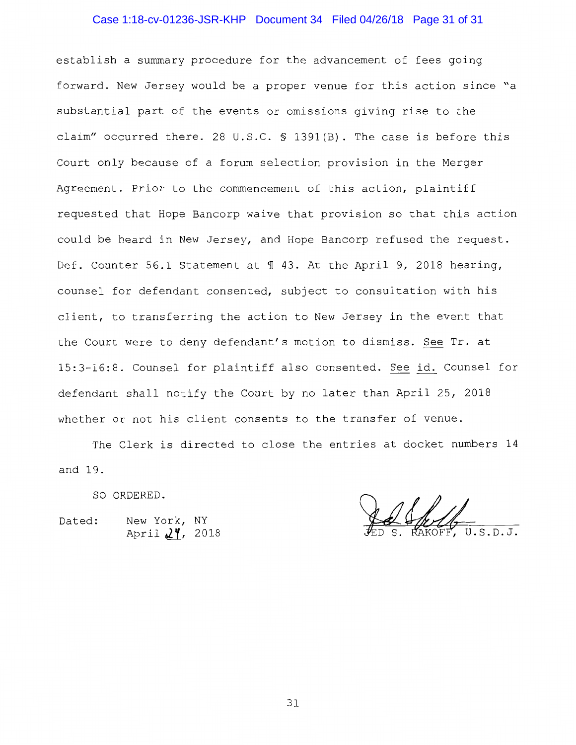establish a summary procedure for the advancement of fees going forward. New Jersey would be a proper venue for this action since "a substantial part of the events or omissions giving rise to the claim" occurred there. 28 U.S.C. § 1391(B). The case is before this Court only because of a forum selection provision in the Merger Agreement. Prior to the commencement of this action, plaintiff requested that Hope Bancorp waive that provision so that this action could be heard in New Jersey, and Hope Bancorp refused the request. Def. Counter 56.1 Statement at ¶ 43. At the April 9, 2018 hearing, counsel for defendant consented, subject to consultation with his client, to transferring the action to New Jersey in the event that the Court were to deny defendant's motion to dismiss. See Tr. at 15:3-16:8. Counsel for plaintiff also consented. See id. Counsel for defendant shall notify the Court by no later than April 25, 2018 whether or not his client consents to the transfer of venue.

The Clerk is directed to close the entries at docket numbers 14 and 19.

SO ORDERED.

Dated: New York, NY
April 24, 2018

JED S. RAKOFF, U.S.D.J.